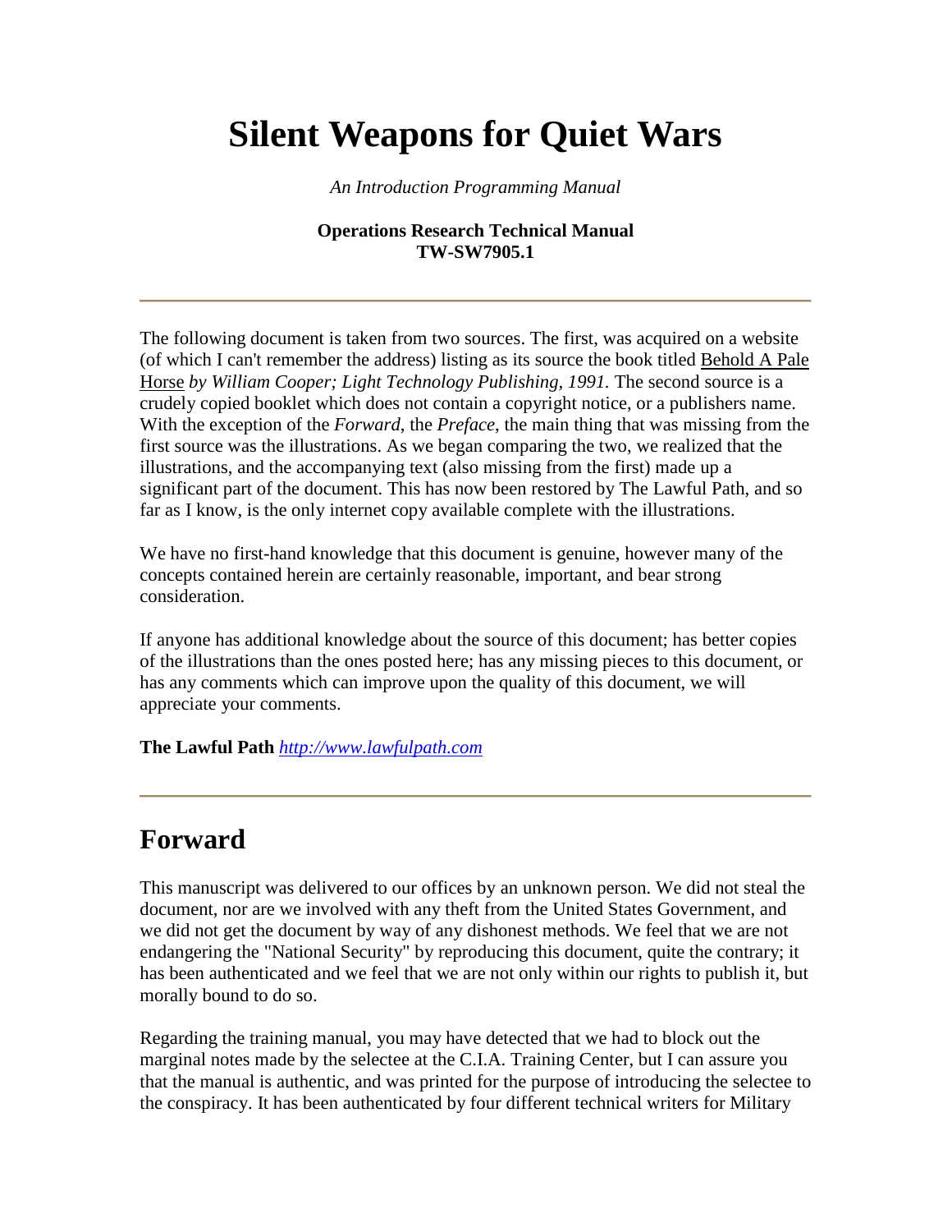# Silent Weapons for Quiet Wars

*An Introduction Programming Manual*

**Operations Research Technical Manual**
**TW-SW7905.1**

---

The following document is taken from two sources. The first, was acquired on a website (of which I can't remember the address) listing as its source the book titled Behold A Pale Horse *by William Cooper; Light Technology Publishing, 1991.* The second source is a crudely copied booklet which does not contain a copyright notice, or a publishers name. With the exception of the *Forward*, the *Preface*, the main thing that was missing from the first source was the illustrations. As we began comparing the two, we realized that the illustrations, and the accompanying text (also missing from the first) made up a significant part of the document. This has now been restored by The Lawful Path, and so far as I know, is the only internet copy available complete with the illustrations.

We have no first-hand knowledge that this document is genuine, however many of the concepts contained herein are certainly reasonable, important, and bear strong consideration.

If anyone has additional knowledge about the source of this document; has better copies of the illustrations than the ones posted here; has any missing pieces to this document, or has any comments which can improve upon the quality of this document, we will appreciate your comments.

**The Lawful Path** *http://www.lawfulpath.com*

---

## Forward

This manuscript was delivered to our offices by an unknown person. We did not steal the document, nor are we involved with any theft from the United States Government, and we did not get the document by way of any dishonest methods. We feel that we are not endangering the "National Security" by reproducing this document, quite the contrary; it has been authenticated and we feel that we are not only within our rights to publish it, but morally bound to do so.

Regarding the training manual, you may have detected that we had to block out the marginal notes made by the selectee at the C.I.A. Training Center, but I can assure you that the manual is authentic, and was printed for the purpose of introducing the selectee to the conspiracy. It has been authenticated by four different technical writers for Military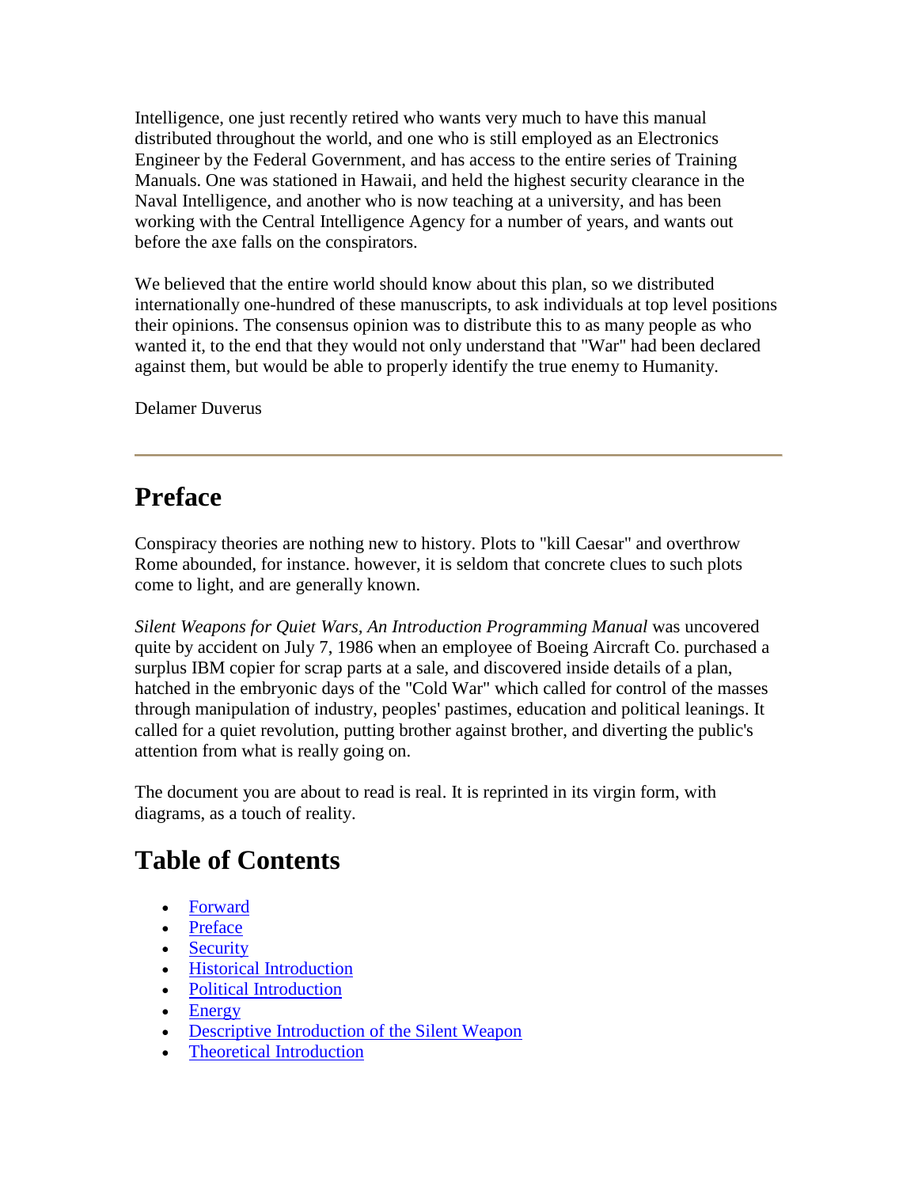Intelligence, one just recently retired who wants very much to have this manual distributed throughout the world, and one who is still employed as an Electronics Engineer by the Federal Government, and has access to the entire series of Training Manuals. One was stationed in Hawaii, and held the highest security clearance in the Naval Intelligence, and another who is now teaching at a university, and has been working with the Central Intelligence Agency for a number of years, and wants out before the axe falls on the conspirators.

We believed that the entire world should know about this plan, so we distributed internationally one-hundred of these manuscripts, to ask individuals at top level positions their opinions. The consensus opinion was to distribute this to as many people as who wanted it, to the end that they would not only understand that "War" had been declared against them, but would be able to properly identify the true enemy to Humanity.

Delamer Duverus

---

## Preface

Conspiracy theories are nothing new to history. Plots to "kill Caesar" and overthrow Rome abounded, for instance. however, it is seldom that concrete clues to such plots come to light, and are generally known.

*Silent Weapons for Quiet Wars, An Introduction Programming Manual* was uncovered quite by accident on July 7, 1986 when an employee of Boeing Aircraft Co. purchased a surplus IBM copier for scrap parts at a sale, and discovered inside details of a plan, hatched in the embryonic days of the "Cold War" which called for control of the masses through manipulation of industry, peoples' pastimes, education and political leanings. It called for a quiet revolution, putting brother against brother, and diverting the public's attention from what is really going on.

The document you are about to read is real. It is reprinted in its virgin form, with diagrams, as a touch of reality.

## Table of Contents

- Forward
- Preface
- Security
- Historical Introduction
- Political Introduction
- Energy
- Descriptive Introduction of the Silent Weapon
- Theoretical Introduction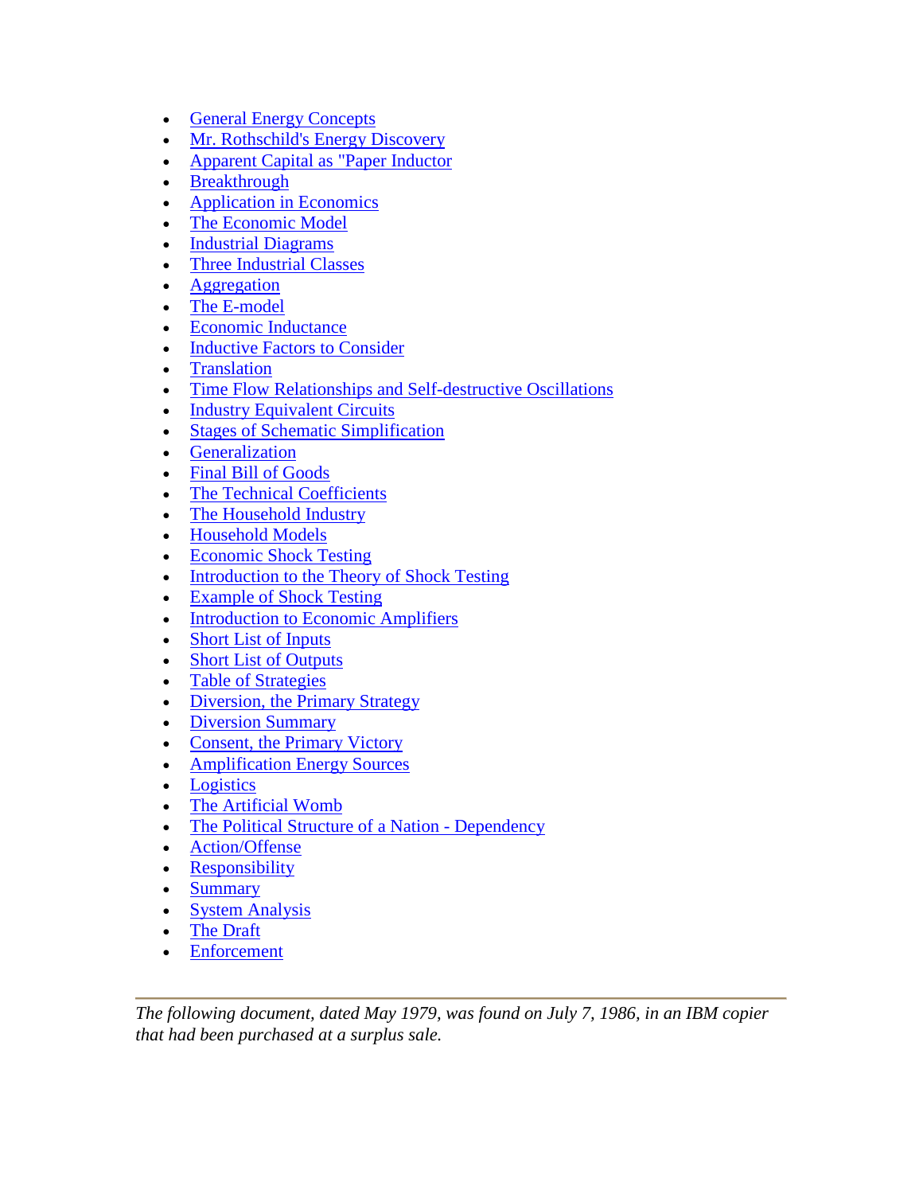- General Energy Concepts
- Mr. Rothschild's Energy Discovery
- Apparent Capital as "Paper Inductor
- Breakthrough
- Application in Economics
- The Economic Model
- Industrial Diagrams
- Three Industrial Classes
- Aggregation
- The E-model
- Economic Inductance
- Inductive Factors to Consider
- Translation
- Time Flow Relationships and Self-destructive Oscillations
- Industry Equivalent Circuits
- Stages of Schematic Simplification
- Generalization
- Final Bill of Goods
- The Technical Coefficients
- The Household Industry
- Household Models
- Economic Shock Testing
- Introduction to the Theory of Shock Testing
- Example of Shock Testing
- Introduction to Economic Amplifiers
- Short List of Inputs
- Short List of Outputs
- Table of Strategies
- Diversion, the Primary Strategy
- Diversion Summary
- Consent, the Primary Victory
- Amplification Energy Sources
- Logistics
- The Artificial Womb
- The Political Structure of a Nation - Dependency
- Action/Offense
- Responsibility
- Summary
- System Analysis
- The Draft
- Enforcement

---

*The following document, dated May 1979, was found on July 7, 1986, in an IBM copier that had been purchased at a surplus sale.*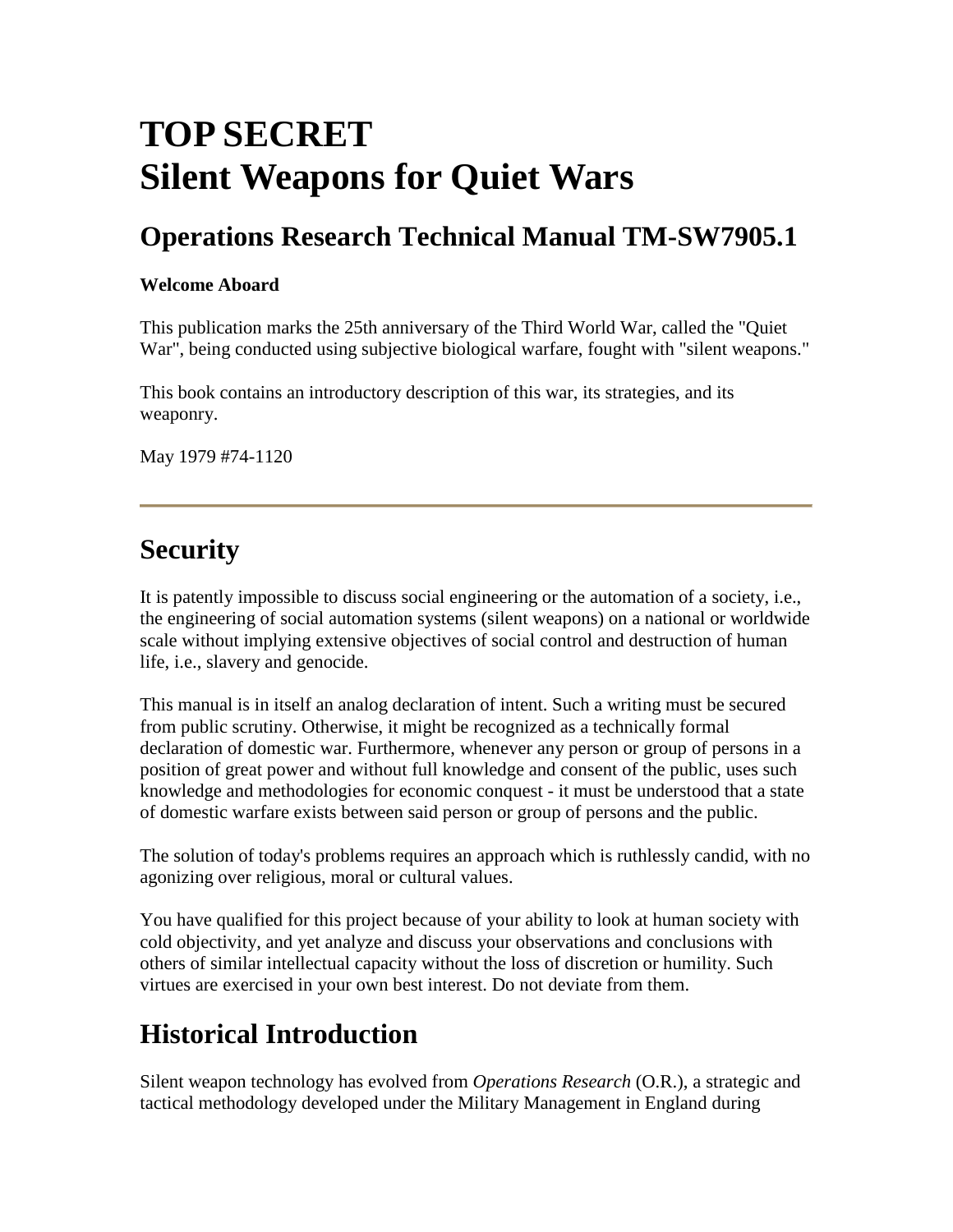# TOP SECRET
# Silent Weapons for Quiet Wars

## Operations Research Technical Manual TM-SW7905.1

**Welcome Aboard**

This publication marks the 25th anniversary of the Third World War, called the "Quiet War", being conducted using subjective biological warfare, fought with "silent weapons."

This book contains an introductory description of this war, its strategies, and its weaponry.

May 1979 #74-1120

---

## Security

It is patently impossible to discuss social engineering or the automation of a society, i.e., the engineering of social automation systems (silent weapons) on a national or worldwide scale without implying extensive objectives of social control and destruction of human life, i.e., slavery and genocide.

This manual is in itself an analog declaration of intent. Such a writing must be secured from public scrutiny. Otherwise, it might be recognized as a technically formal declaration of domestic war. Furthermore, whenever any person or group of persons in a position of great power and without full knowledge and consent of the public, uses such knowledge and methodologies for economic conquest - it must be understood that a state of domestic warfare exists between said person or group of persons and the public.

The solution of today's problems requires an approach which is ruthlessly candid, with no agonizing over religious, moral or cultural values.

You have qualified for this project because of your ability to look at human society with cold objectivity, and yet analyze and discuss your observations and conclusions with others of similar intellectual capacity without the loss of discretion or humility. Such virtues are exercised in your own best interest. Do not deviate from them.

## Historical Introduction

Silent weapon technology has evolved from *Operations Research* (O.R.), a strategic and tactical methodology developed under the Military Management in England during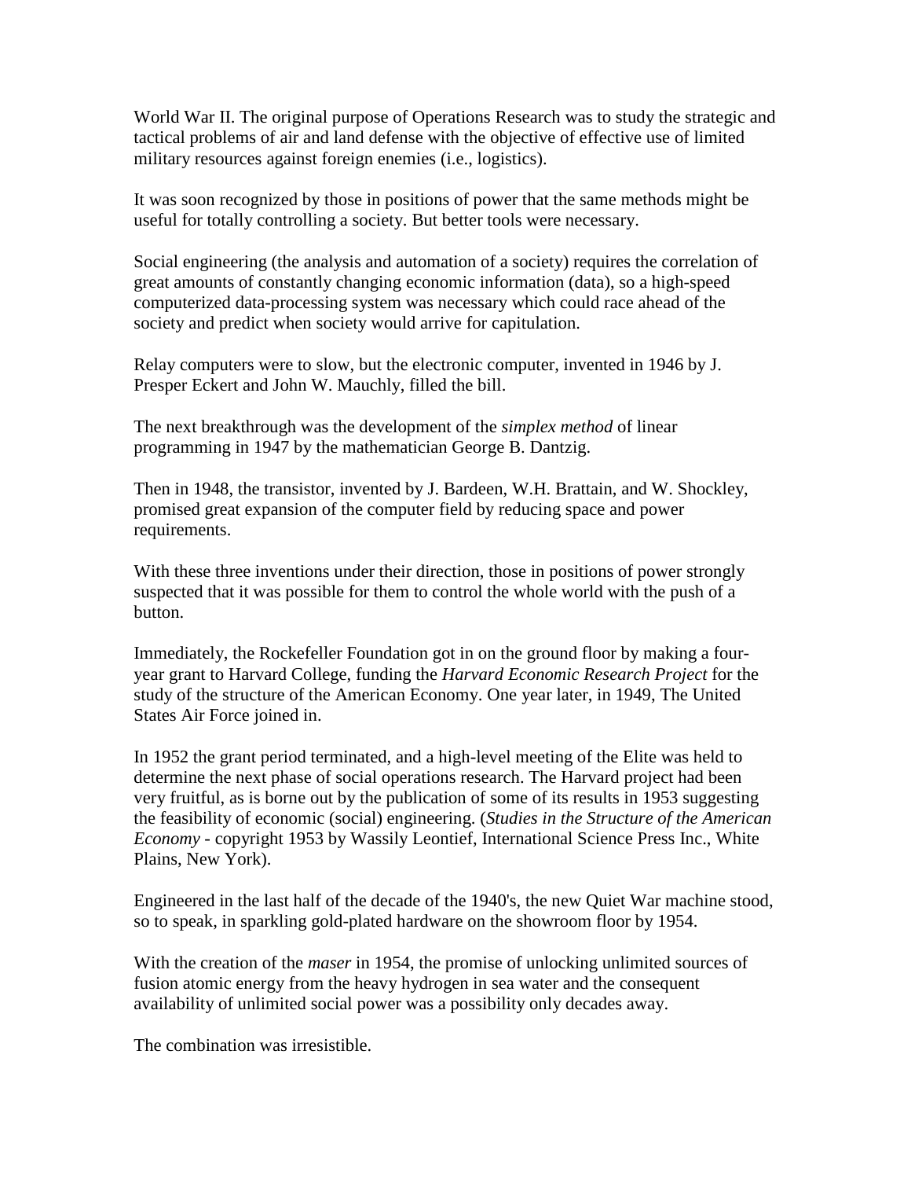World War II. The original purpose of Operations Research was to study the strategic and tactical problems of air and land defense with the objective of effective use of limited military resources against foreign enemies (i.e., logistics).

It was soon recognized by those in positions of power that the same methods might be useful for totally controlling a society. But better tools were necessary.

Social engineering (the analysis and automation of a society) requires the correlation of great amounts of constantly changing economic information (data), so a high-speed computerized data-processing system was necessary which could race ahead of the society and predict when society would arrive for capitulation.

Relay computers were to slow, but the electronic computer, invented in 1946 by J. Presper Eckert and John W. Mauchly, filled the bill.

The next breakthrough was the development of the *simplex method* of linear programming in 1947 by the mathematician George B. Dantzig.

Then in 1948, the transistor, invented by J. Bardeen, W.H. Brattain, and W. Shockley, promised great expansion of the computer field by reducing space and power requirements.

With these three inventions under their direction, those in positions of power strongly suspected that it was possible for them to control the whole world with the push of a button.

Immediately, the Rockefeller Foundation got in on the ground floor by making a four-year grant to Harvard College, funding the *Harvard Economic Research Project* for the study of the structure of the American Economy. One year later, in 1949, The United States Air Force joined in.

In 1952 the grant period terminated, and a high-level meeting of the Elite was held to determine the next phase of social operations research. The Harvard project had been very fruitful, as is borne out by the publication of some of its results in 1953 suggesting the feasibility of economic (social) engineering. (*Studies in the Structure of the American Economy* - copyright 1953 by Wassily Leontief, International Science Press Inc., White Plains, New York).

Engineered in the last half of the decade of the 1940's, the new Quiet War machine stood, so to speak, in sparkling gold-plated hardware on the showroom floor by 1954.

With the creation of the *maser* in 1954, the promise of unlocking unlimited sources of fusion atomic energy from the heavy hydrogen in sea water and the consequent availability of unlimited social power was a possibility only decades away.

The combination was irresistible.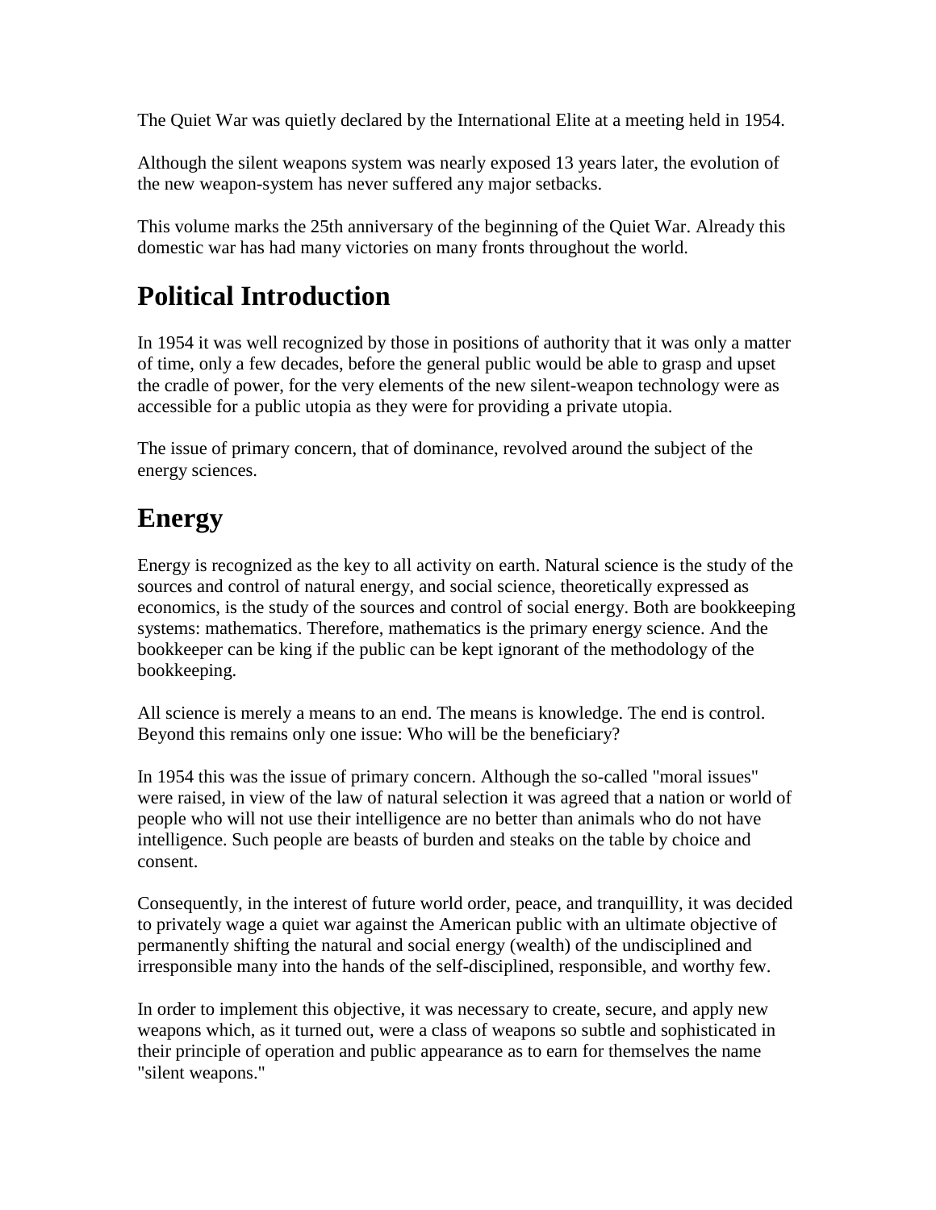The Quiet War was quietly declared by the International Elite at a meeting held in 1954.

Although the silent weapons system was nearly exposed 13 years later, the evolution of the new weapon-system has never suffered any major setbacks.

This volume marks the 25th anniversary of the beginning of the Quiet War. Already this domestic war has had many victories on many fronts throughout the world.

## Political Introduction

In 1954 it was well recognized by those in positions of authority that it was only a matter of time, only a few decades, before the general public would be able to grasp and upset the cradle of power, for the very elements of the new silent-weapon technology were as accessible for a public utopia as they were for providing a private utopia.

The issue of primary concern, that of dominance, revolved around the subject of the energy sciences.

## Energy

Energy is recognized as the key to all activity on earth. Natural science is the study of the sources and control of natural energy, and social science, theoretically expressed as economics, is the study of the sources and control of social energy. Both are bookkeeping systems: mathematics. Therefore, mathematics is the primary energy science. And the bookkeeper can be king if the public can be kept ignorant of the methodology of the bookkeeping.

All science is merely a means to an end. The means is knowledge. The end is control. Beyond this remains only one issue: Who will be the beneficiary?

In 1954 this was the issue of primary concern. Although the so-called "moral issues" were raised, in view of the law of natural selection it was agreed that a nation or world of people who will not use their intelligence are no better than animals who do not have intelligence. Such people are beasts of burden and steaks on the table by choice and consent.

Consequently, in the interest of future world order, peace, and tranquillity, it was decided to privately wage a quiet war against the American public with an ultimate objective of permanently shifting the natural and social energy (wealth) of the undisciplined and irresponsible many into the hands of the self-disciplined, responsible, and worthy few.

In order to implement this objective, it was necessary to create, secure, and apply new weapons which, as it turned out, were a class of weapons so subtle and sophisticated in their principle of operation and public appearance as to earn for themselves the name "silent weapons."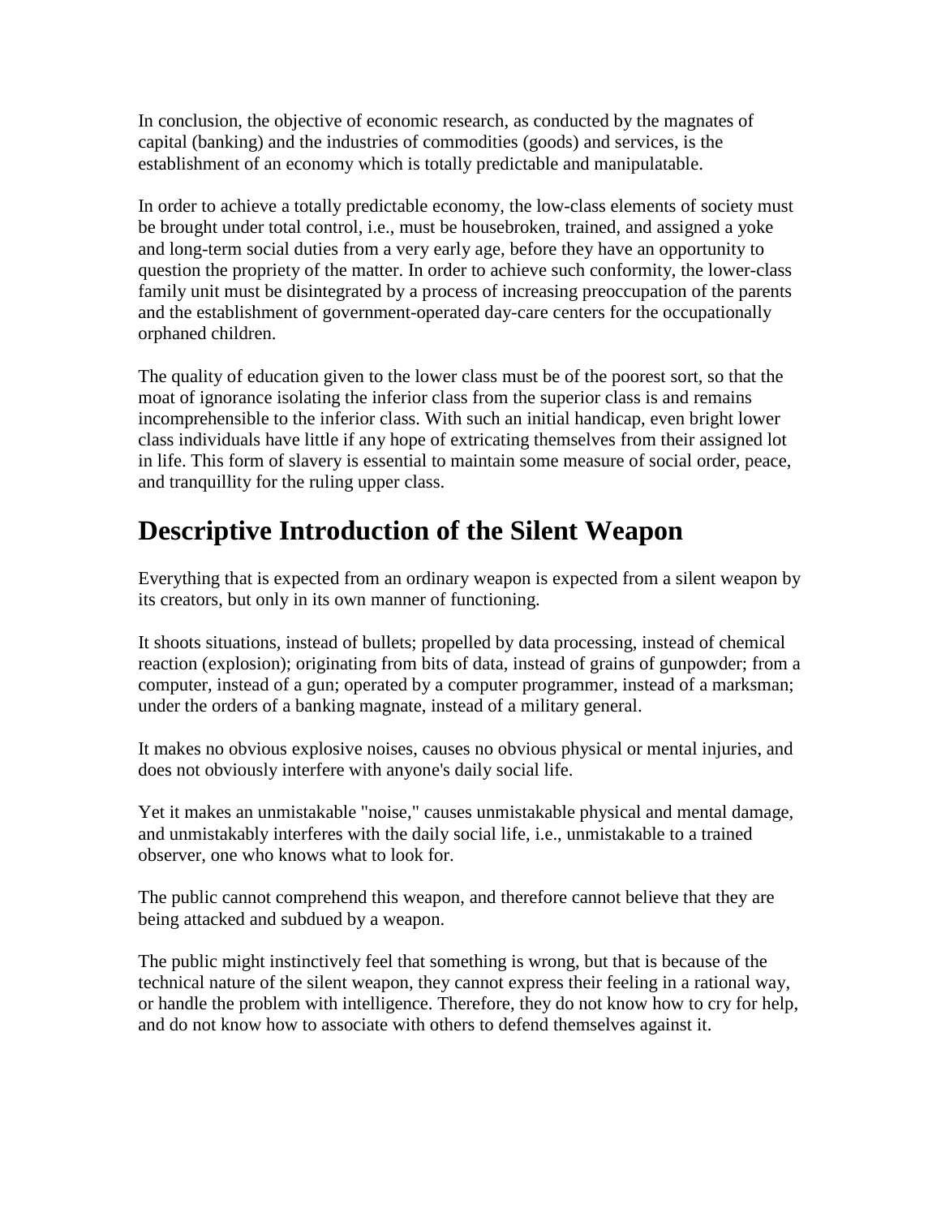In conclusion, the objective of economic research, as conducted by the magnates of capital (banking) and the industries of commodities (goods) and services, is the establishment of an economy which is totally predictable and manipulatable.

In order to achieve a totally predictable economy, the low-class elements of society must be brought under total control, i.e., must be housebroken, trained, and assigned a yoke and long-term social duties from a very early age, before they have an opportunity to question the propriety of the matter. In order to achieve such conformity, the lower-class family unit must be disintegrated by a process of increasing preoccupation of the parents and the establishment of government-operated day-care centers for the occupationally orphaned children.

The quality of education given to the lower class must be of the poorest sort, so that the moat of ignorance isolating the inferior class from the superior class is and remains incomprehensible to the inferior class. With such an initial handicap, even bright lower class individuals have little if any hope of extricating themselves from their assigned lot in life. This form of slavery is essential to maintain some measure of social order, peace, and tranquillity for the ruling upper class.

## Descriptive Introduction of the Silent Weapon

Everything that is expected from an ordinary weapon is expected from a silent weapon by its creators, but only in its own manner of functioning.

It shoots situations, instead of bullets; propelled by data processing, instead of chemical reaction (explosion); originating from bits of data, instead of grains of gunpowder; from a computer, instead of a gun; operated by a computer programmer, instead of a marksman; under the orders of a banking magnate, instead of a military general.

It makes no obvious explosive noises, causes no obvious physical or mental injuries, and does not obviously interfere with anyone's daily social life.

Yet it makes an unmistakable "noise," causes unmistakable physical and mental damage, and unmistakably interferes with the daily social life, i.e., unmistakable to a trained observer, one who knows what to look for.

The public cannot comprehend this weapon, and therefore cannot believe that they are being attacked and subdued by a weapon.

The public might instinctively feel that something is wrong, but that is because of the technical nature of the silent weapon, they cannot express their feeling in a rational way, or handle the problem with intelligence. Therefore, they do not know how to cry for help, and do not know how to associate with others to defend themselves against it.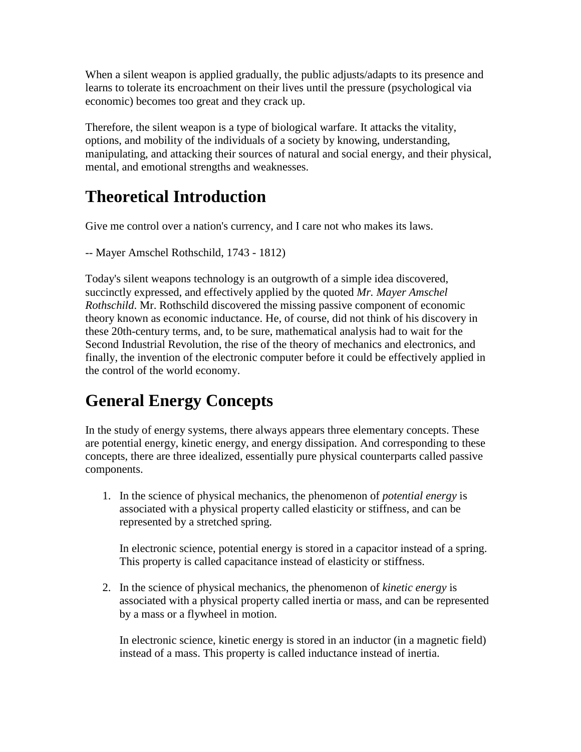When a silent weapon is applied gradually, the public adjusts/adapts to its presence and learns to tolerate its encroachment on their lives until the pressure (psychological via economic) becomes too great and they crack up.

Therefore, the silent weapon is a type of biological warfare. It attacks the vitality, options, and mobility of the individuals of a society by knowing, understanding, manipulating, and attacking their sources of natural and social energy, and their physical, mental, and emotional strengths and weaknesses.

## Theoretical Introduction

Give me control over a nation's currency, and I care not who makes its laws.

-- Mayer Amschel Rothschild, 1743 - 1812)

Today's silent weapons technology is an outgrowth of a simple idea discovered, succinctly expressed, and effectively applied by the quoted *Mr. Mayer Amschel Rothschild*. Mr. Rothschild discovered the missing passive component of economic theory known as economic inductance. He, of course, did not think of his discovery in these 20th-century terms, and, to be sure, mathematical analysis had to wait for the Second Industrial Revolution, the rise of the theory of mechanics and electronics, and finally, the invention of the electronic computer before it could be effectively applied in the control of the world economy.

## General Energy Concepts

In the study of energy systems, there always appears three elementary concepts. These are potential energy, kinetic energy, and energy dissipation. And corresponding to these concepts, there are three idealized, essentially pure physical counterparts called passive components.

1. In the science of physical mechanics, the phenomenon of *potential energy* is associated with a physical property called elasticity or stiffness, and can be represented by a stretched spring.

   In electronic science, potential energy is stored in a capacitor instead of a spring. This property is called capacitance instead of elasticity or stiffness.

2. In the science of physical mechanics, the phenomenon of *kinetic energy* is associated with a physical property called inertia or mass, and can be represented by a mass or a flywheel in motion.

   In electronic science, kinetic energy is stored in an inductor (in a magnetic field) instead of a mass. This property is called inductance instead of inertia.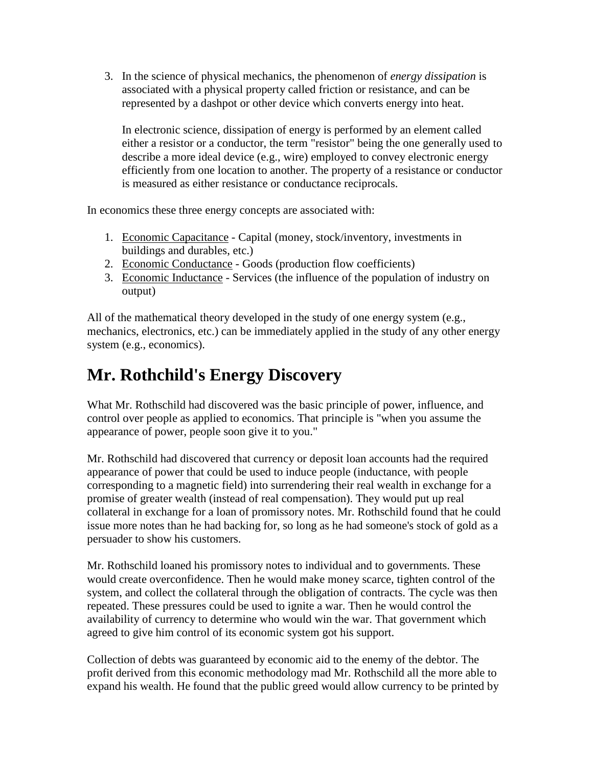3. In the science of physical mechanics, the phenomenon of *energy dissipation* is associated with a physical property called friction or resistance, and can be represented by a dashpot or other device which converts energy into heat.

   In electronic science, dissipation of energy is performed by an element called either a resistor or a conductor, the term "resistor" being the one generally used to describe a more ideal device (e.g., wire) employed to convey electronic energy efficiently from one location to another. The property of a resistance or conductor is measured as either resistance or conductance reciprocals.

In economics these three energy concepts are associated with:

1. Economic Capacitance - Capital (money, stock/inventory, investments in buildings and durables, etc.)
2. Economic Conductance - Goods (production flow coefficients)
3. Economic Inductance - Services (the influence of the population of industry on output)

All of the mathematical theory developed in the study of one energy system (e.g., mechanics, electronics, etc.) can be immediately applied in the study of any other energy system (e.g., economics).

## Mr. Rothchild's Energy Discovery

What Mr. Rothschild had discovered was the basic principle of power, influence, and control over people as applied to economics. That principle is "when you assume the appearance of power, people soon give it to you."

Mr. Rothschild had discovered that currency or deposit loan accounts had the required appearance of power that could be used to induce people (inductance, with people corresponding to a magnetic field) into surrendering their real wealth in exchange for a promise of greater wealth (instead of real compensation). They would put up real collateral in exchange for a loan of promissory notes. Mr. Rothschild found that he could issue more notes than he had backing for, so long as he had someone's stock of gold as a persuader to show his customers.

Mr. Rothschild loaned his promissory notes to individual and to governments. These would create overconfidence. Then he would make money scarce, tighten control of the system, and collect the collateral through the obligation of contracts. The cycle was then repeated. These pressures could be used to ignite a war. Then he would control the availability of currency to determine who would win the war. That government which agreed to give him control of its economic system got his support.

Collection of debts was guaranteed by economic aid to the enemy of the debtor. The profit derived from this economic methodology mad Mr. Rothschild all the more able to expand his wealth. He found that the public greed would allow currency to be printed by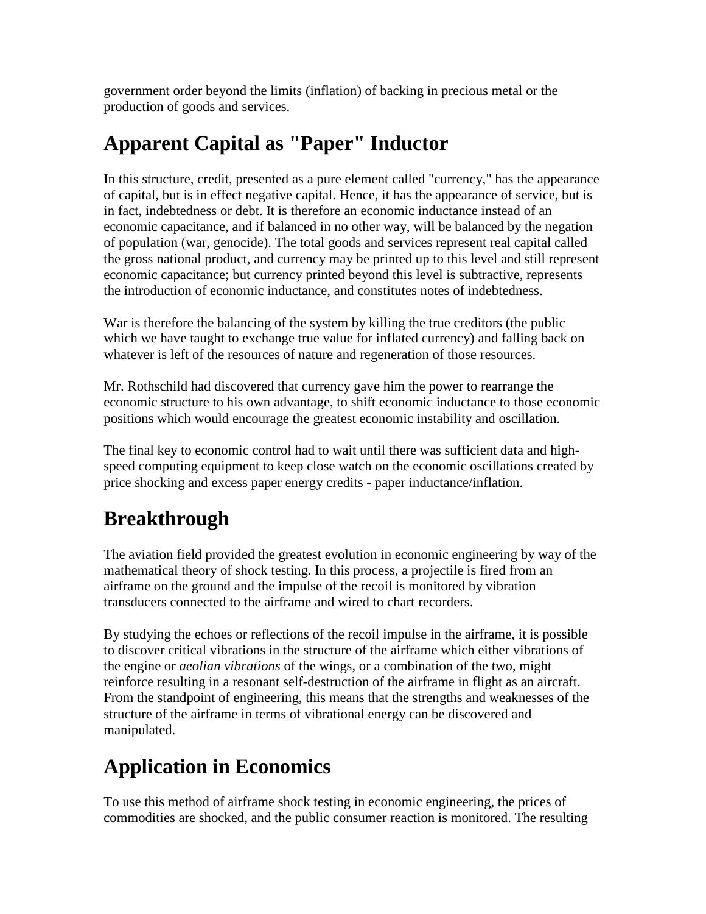government order beyond the limits (inflation) of backing in precious metal or the production of goods and services.

## Apparent Capital as "Paper" Inductor

In this structure, credit, presented as a pure element called "currency," has the appearance of capital, but is in effect negative capital. Hence, it has the appearance of service, but is in fact, indebtedness or debt. It is therefore an economic inductance instead of an economic capacitance, and if balanced in no other way, will be balanced by the negation of population (war, genocide). The total goods and services represent real capital called the gross national product, and currency may be printed up to this level and still represent economic capacitance; but currency printed beyond this level is subtractive, represents the introduction of economic inductance, and constitutes notes of indebtedness.

War is therefore the balancing of the system by killing the true creditors (the public which we have taught to exchange true value for inflated currency) and falling back on whatever is left of the resources of nature and regeneration of those resources.

Mr. Rothschild had discovered that currency gave him the power to rearrange the economic structure to his own advantage, to shift economic inductance to those economic positions which would encourage the greatest economic instability and oscillation.

The final key to economic control had to wait until there was sufficient data and high-speed computing equipment to keep close watch on the economic oscillations created by price shocking and excess paper energy credits - paper inductance/inflation.

## Breakthrough

The aviation field provided the greatest evolution in economic engineering by way of the mathematical theory of shock testing. In this process, a projectile is fired from an airframe on the ground and the impulse of the recoil is monitored by vibration transducers connected to the airframe and wired to chart recorders.

By studying the echoes or reflections of the recoil impulse in the airframe, it is possible to discover critical vibrations in the structure of the airframe which either vibrations of the engine or *aeolian vibrations* of the wings, or a combination of the two, might reinforce resulting in a resonant self-destruction of the airframe in flight as an aircraft. From the standpoint of engineering, this means that the strengths and weaknesses of the structure of the airframe in terms of vibrational energy can be discovered and manipulated.

## Application in Economics

To use this method of airframe shock testing in economic engineering, the prices of commodities are shocked, and the public consumer reaction is monitored. The resulting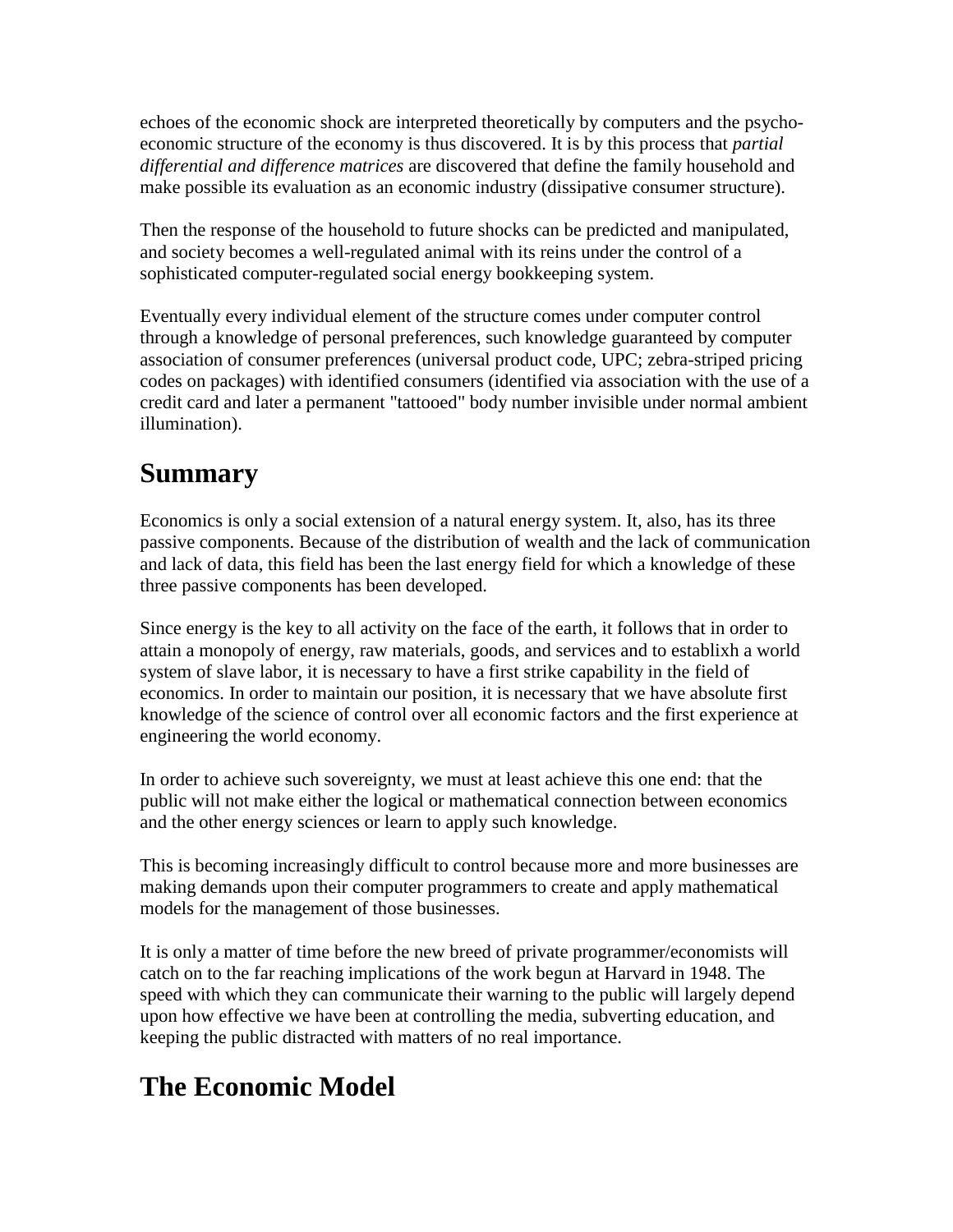echoes of the economic shock are interpreted theoretically by computers and the psycho-economic structure of the economy is thus discovered. It is by this process that *partial differential and difference matrices* are discovered that define the family household and make possible its evaluation as an economic industry (dissipative consumer structure).

Then the response of the household to future shocks can be predicted and manipulated, and society becomes a well-regulated animal with its reins under the control of a sophisticated computer-regulated social energy bookkeeping system.

Eventually every individual element of the structure comes under computer control through a knowledge of personal preferences, such knowledge guaranteed by computer association of consumer preferences (universal product code, UPC; zebra-striped pricing codes on packages) with identified consumers (identified via association with the use of a credit card and later a permanent "tattooed" body number invisible under normal ambient illumination).

## Summary

Economics is only a social extension of a natural energy system. It, also, has its three passive components. Because of the distribution of wealth and the lack of communication and lack of data, this field has been the last energy field for which a knowledge of these three passive components has been developed.

Since energy is the key to all activity on the face of the earth, it follows that in order to attain a monopoly of energy, raw materials, goods, and services and to establixh a world system of slave labor, it is necessary to have a first strike capability in the field of economics. In order to maintain our position, it is necessary that we have absolute first knowledge of the science of control over all economic factors and the first experience at engineering the world economy.

In order to achieve such sovereignty, we must at least achieve this one end: that the public will not make either the logical or mathematical connection between economics and the other energy sciences or learn to apply such knowledge.

This is becoming increasingly difficult to control because more and more businesses are making demands upon their computer programmers to create and apply mathematical models for the management of those businesses.

It is only a matter of time before the new breed of private programmer/economists will catch on to the far reaching implications of the work begun at Harvard in 1948. The speed with which they can communicate their warning to the public will largely depend upon how effective we have been at controlling the media, subverting education, and keeping the public distracted with matters of no real importance.

## The Economic Model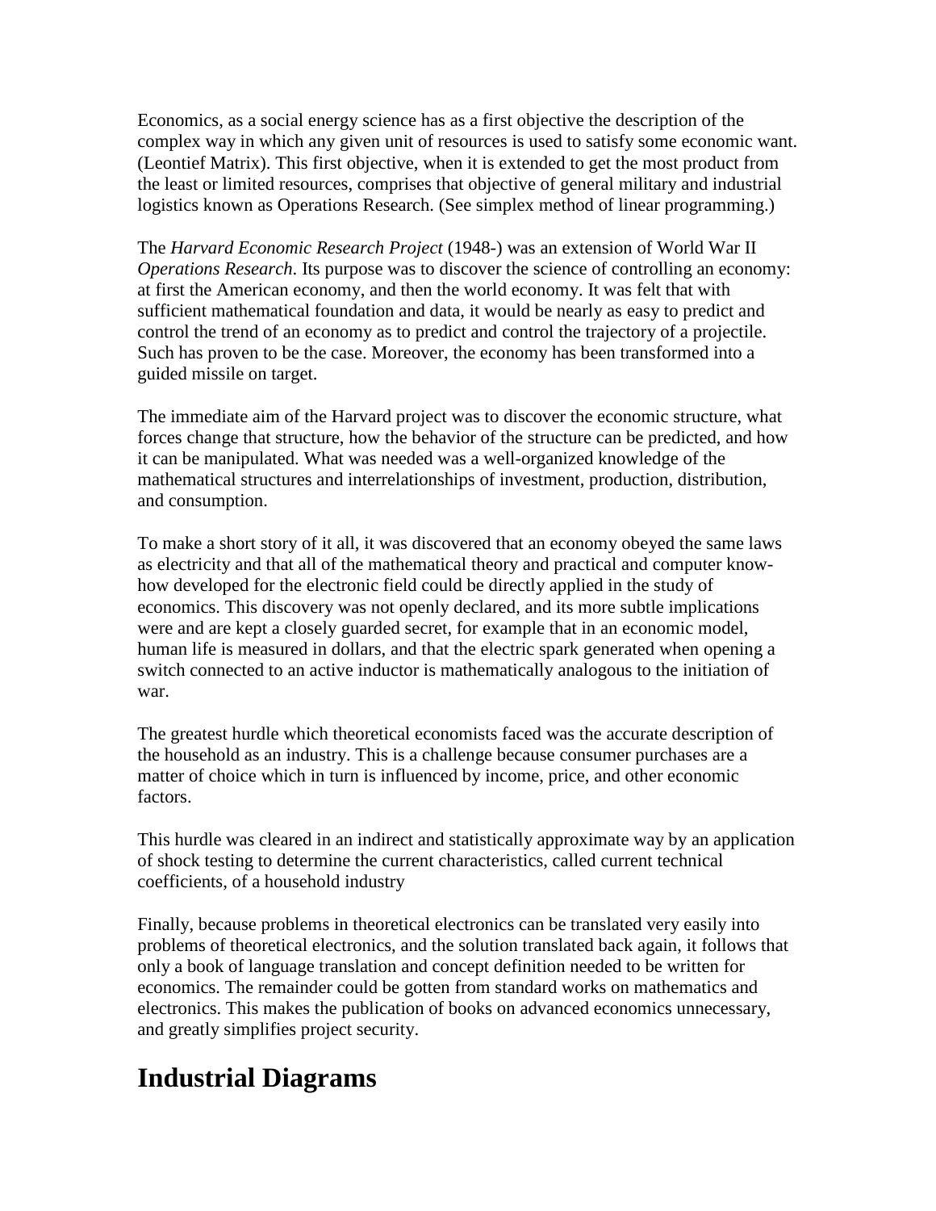Economics, as a social energy science has as a first objective the description of the complex way in which any given unit of resources is used to satisfy some economic want. (Leontief Matrix). This first objective, when it is extended to get the most product from the least or limited resources, comprises that objective of general military and industrial logistics known as Operations Research. (See simplex method of linear programming.)

The *Harvard Economic Research Project* (1948-) was an extension of World War II *Operations Research*. Its purpose was to discover the science of controlling an economy: at first the American economy, and then the world economy. It was felt that with sufficient mathematical foundation and data, it would be nearly as easy to predict and control the trend of an economy as to predict and control the trajectory of a projectile. Such has proven to be the case. Moreover, the economy has been transformed into a guided missile on target.

The immediate aim of the Harvard project was to discover the economic structure, what forces change that structure, how the behavior of the structure can be predicted, and how it can be manipulated. What was needed was a well-organized knowledge of the mathematical structures and interrelationships of investment, production, distribution, and consumption.

To make a short story of it all, it was discovered that an economy obeyed the same laws as electricity and that all of the mathematical theory and practical and computer know-how developed for the electronic field could be directly applied in the study of economics. This discovery was not openly declared, and its more subtle implications were and are kept a closely guarded secret, for example that in an economic model, human life is measured in dollars, and that the electric spark generated when opening a switch connected to an active inductor is mathematically analogous to the initiation of war.

The greatest hurdle which theoretical economists faced was the accurate description of the household as an industry. This is a challenge because consumer purchases are a matter of choice which in turn is influenced by income, price, and other economic factors.

This hurdle was cleared in an indirect and statistically approximate way by an application of shock testing to determine the current characteristics, called current technical coefficients, of a household industry

Finally, because problems in theoretical electronics can be translated very easily into problems of theoretical electronics, and the solution translated back again, it follows that only a book of language translation and concept definition needed to be written for economics. The remainder could be gotten from standard works on mathematics and electronics. This makes the publication of books on advanced economics unnecessary, and greatly simplifies project security.

## Industrial Diagrams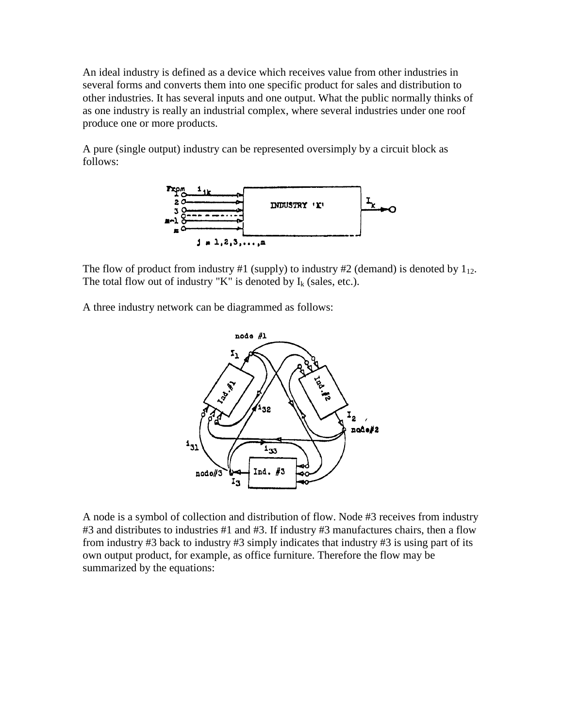An ideal industry is defined as a device which receives value from other industries in several forms and converts them into one specific product for sales and distribution to other industries. It has several inputs and one output. What the public normally thinks of as one industry is really an industrial complex, where several industries under one roof produce one or more products.

A pure (single output) industry can be represented oversimply by a circuit block as follows:

The flow of product from industry #1 (supply) to industry #2 (demand) is denoted by $1_{12}$. The total flow out of industry "K" is denoted by $I_k$ (sales, etc.).

A three industry network can be diagrammed as follows:

A node is a symbol of collection and distribution of flow. Node #3 receives from industry #3 and distributes to industries #1 and #3. If industry #3 manufactures chairs, then a flow from industry #3 back to industry #3 simply indicates that industry #3 is using part of its own output product, for example, as office furniture. Therefore the flow may be summarized by the equations: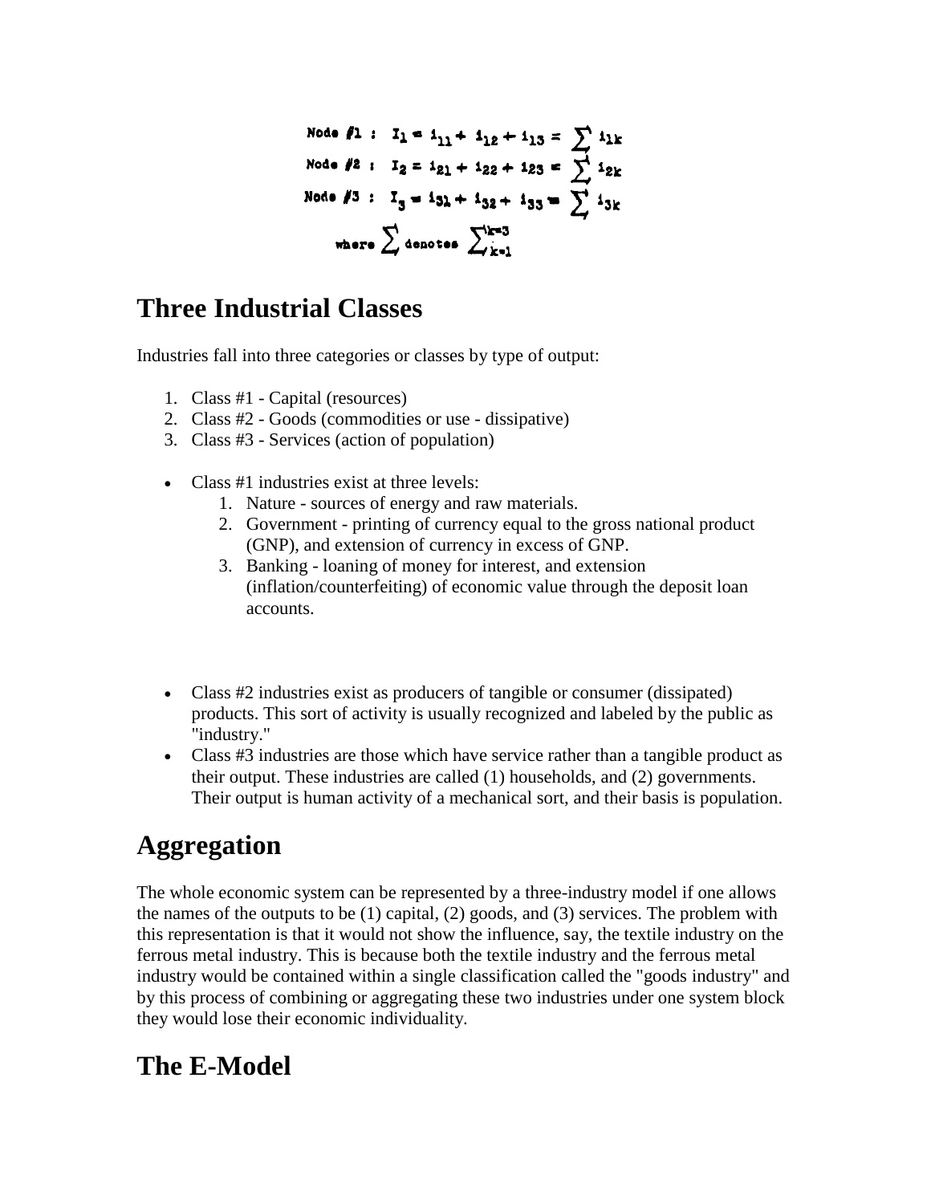$$\text{Node \#1}: \quad I_1 = i_{11} + i_{12} + i_{13} = \sum i_{1k}$$

$$\text{Node \#2}: \quad I_2 = i_{21} + i_{22} + i_{23} = \sum i_{2k}$$

$$\text{Node \#3}: \quad I_3 = i_{31} + i_{32} + i_{33} = \sum i_{3k}$$

$$\text{where } \sum \text{ denotes } \sum_{k=1}^{k=3}$$

## Three Industrial Classes

Industries fall into three categories or classes by type of output:

1. Class #1 - Capital (resources)
2. Class #2 - Goods (commodities or use - dissipative)
3. Class #3 - Services (action of population)

- Class #1 industries exist at three levels:
    1. Nature - sources of energy and raw materials.
    2. Government - printing of currency equal to the gross national product (GNP), and extension of currency in excess of GNP.
    3. Banking - loaning of money for interest, and extension (inflation/counterfeiting) of economic value through the deposit loan accounts.

- Class #2 industries exist as producers of tangible or consumer (dissipated) products. This sort of activity is usually recognized and labeled by the public as "industry."
- Class #3 industries are those which have service rather than a tangible product as their output. These industries are called (1) households, and (2) governments. Their output is human activity of a mechanical sort, and their basis is population.

## Aggregation

The whole economic system can be represented by a three-industry model if one allows the names of the outputs to be (1) capital, (2) goods, and (3) services. The problem with this representation is that it would not show the influence, say, the textile industry on the ferrous metal industry. This is because both the textile industry and the ferrous metal industry would be contained within a single classification called the "goods industry" and by this process of combining or aggregating these two industries under one system block they would lose their economic individuality.

## The E-Model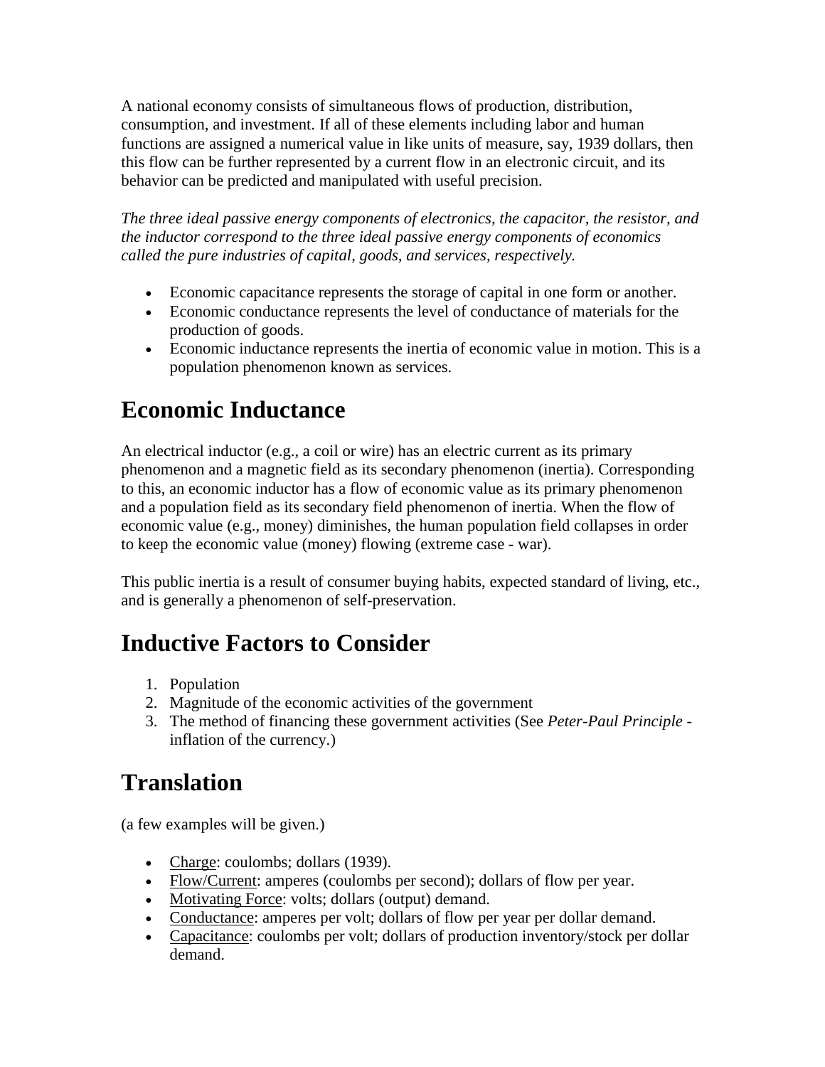A national economy consists of simultaneous flows of production, distribution, consumption, and investment. If all of these elements including labor and human functions are assigned a numerical value in like units of measure, say, 1939 dollars, then this flow can be further represented by a current flow in an electronic circuit, and its behavior can be predicted and manipulated with useful precision.

*The three ideal passive energy components of electronics, the capacitor, the resistor, and the inductor correspond to the three ideal passive energy components of economics called the pure industries of capital, goods, and services, respectively.*

- Economic capacitance represents the storage of capital in one form or another.
- Economic conductance represents the level of conductance of materials for the production of goods.
- Economic inductance represents the inertia of economic value in motion. This is a population phenomenon known as services.

## Economic Inductance

An electrical inductor (e.g., a coil or wire) has an electric current as its primary phenomenon and a magnetic field as its secondary phenomenon (inertia). Corresponding to this, an economic inductor has a flow of economic value as its primary phenomenon and a population field as its secondary field phenomenon of inertia. When the flow of economic value (e.g., money) diminishes, the human population field collapses in order to keep the economic value (money) flowing (extreme case - war).

This public inertia is a result of consumer buying habits, expected standard of living, etc., and is generally a phenomenon of self-preservation.

## Inductive Factors to Consider

1. Population
2. Magnitude of the economic activities of the government
3. The method of financing these government activities (See *Peter-Paul Principle* - inflation of the currency.)

## Translation

(a few examples will be given.)

- Charge: coulombs; dollars (1939).
- Flow/Current: amperes (coulombs per second); dollars of flow per year.
- Motivating Force: volts; dollars (output) demand.
- Conductance: amperes per volt; dollars of flow per year per dollar demand.
- Capacitance: coulombs per volt; dollars of production inventory/stock per dollar demand.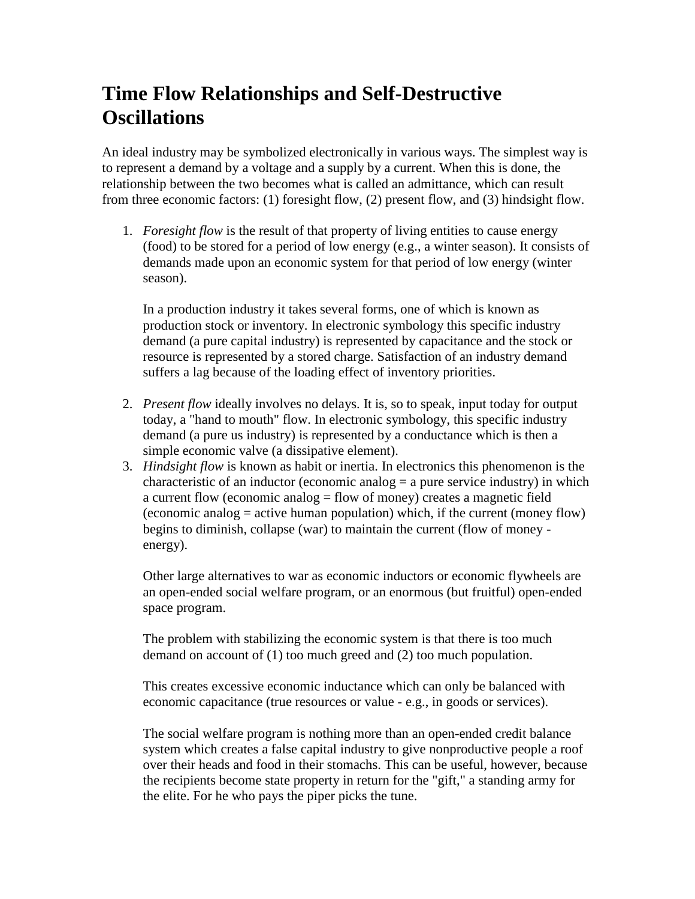# Time Flow Relationships and Self-Destructive Oscillations

An ideal industry may be symbolized electronically in various ways. The simplest way is to represent a demand by a voltage and a supply by a current. When this is done, the relationship between the two becomes what is called an admittance, which can result from three economic factors: (1) foresight flow, (2) present flow, and (3) hindsight flow.

1. *Foresight flow* is the result of that property of living entities to cause energy (food) to be stored for a period of low energy (e.g., a winter season). It consists of demands made upon an economic system for that period of low energy (winter season).

   In a production industry it takes several forms, one of which is known as production stock or inventory. In electronic symbology this specific industry demand (a pure capital industry) is represented by capacitance and the stock or resource is represented by a stored charge. Satisfaction of an industry demand suffers a lag because of the loading effect of inventory priorities.

2. *Present flow* ideally involves no delays. It is, so to speak, input today for output today, a "hand to mouth" flow. In electronic symbology, this specific industry demand (a pure us industry) is represented by a conductance which is then a simple economic valve (a dissipative element).
3. *Hindsight flow* is known as habit or inertia. In electronics this phenomenon is the characteristic of an inductor (economic analog = a pure service industry) in which a current flow (economic analog = flow of money) creates a magnetic field (economic analog = active human population) which, if the current (money flow) begins to diminish, collapse (war) to maintain the current (flow of money - energy).

   Other large alternatives to war as economic inductors or economic flywheels are an open-ended social welfare program, or an enormous (but fruitful) open-ended space program.

   The problem with stabilizing the economic system is that there is too much demand on account of (1) too much greed and (2) too much population.

   This creates excessive economic inductance which can only be balanced with economic capacitance (true resources or value - e.g., in goods or services).

   The social welfare program is nothing more than an open-ended credit balance system which creates a false capital industry to give nonproductive people a roof over their heads and food in their stomachs. This can be useful, however, because the recipients become state property in return for the "gift," a standing army for the elite. For he who pays the piper picks the tune.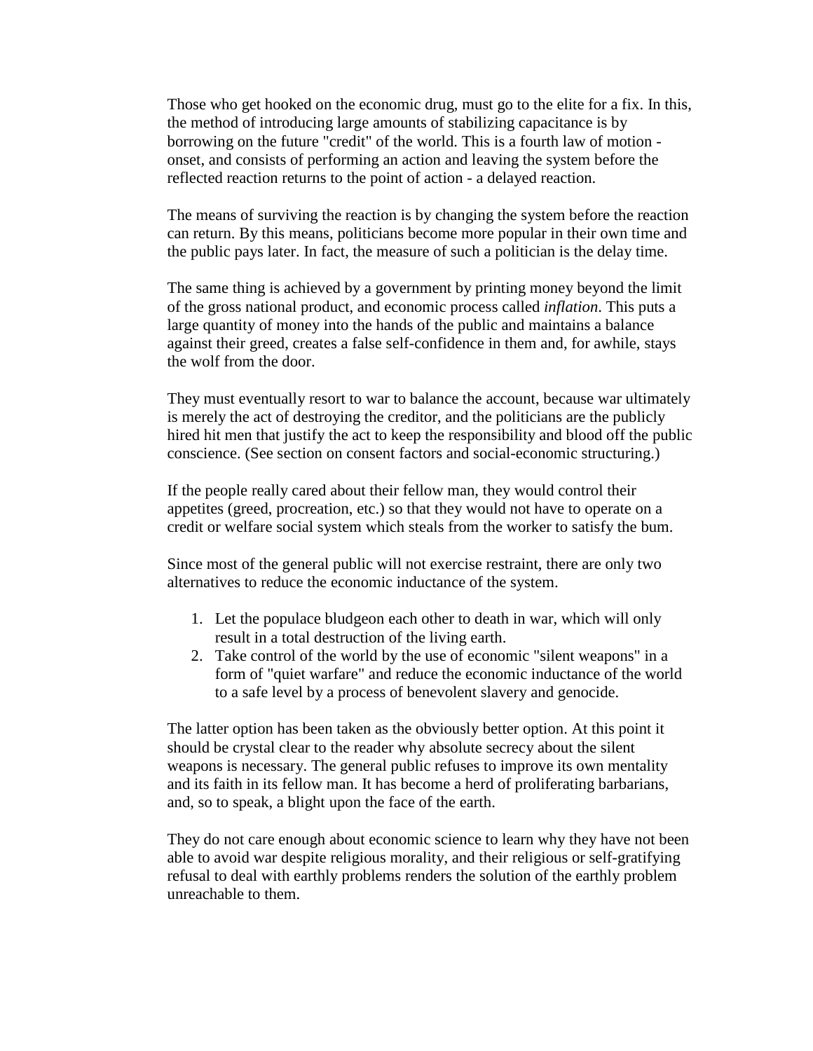Those who get hooked on the economic drug, must go to the elite for a fix. In this, the method of introducing large amounts of stabilizing capacitance is by borrowing on the future "credit" of the world. This is a fourth law of motion - onset, and consists of performing an action and leaving the system before the reflected reaction returns to the point of action - a delayed reaction.

The means of surviving the reaction is by changing the system before the reaction can return. By this means, politicians become more popular in their own time and the public pays later. In fact, the measure of such a politician is the delay time.

The same thing is achieved by a government by printing money beyond the limit of the gross national product, and economic process called *inflation*. This puts a large quantity of money into the hands of the public and maintains a balance against their greed, creates a false self-confidence in them and, for awhile, stays the wolf from the door.

They must eventually resort to war to balance the account, because war ultimately is merely the act of destroying the creditor, and the politicians are the publicly hired hit men that justify the act to keep the responsibility and blood off the public conscience. (See section on consent factors and social-economic structuring.)

If the people really cared about their fellow man, they would control their appetites (greed, procreation, etc.) so that they would not have to operate on a credit or welfare social system which steals from the worker to satisfy the bum.

Since most of the general public will not exercise restraint, there are only two alternatives to reduce the economic inductance of the system.

1. Let the populace bludgeon each other to death in war, which will only result in a total destruction of the living earth.
2. Take control of the world by the use of economic "silent weapons" in a form of "quiet warfare" and reduce the economic inductance of the world to a safe level by a process of benevolent slavery and genocide.

The latter option has been taken as the obviously better option. At this point it should be crystal clear to the reader why absolute secrecy about the silent weapons is necessary. The general public refuses to improve its own mentality and its faith in its fellow man. It has become a herd of proliferating barbarians, and, so to speak, a blight upon the face of the earth.

They do not care enough about economic science to learn why they have not been able to avoid war despite religious morality, and their religious or self-gratifying refusal to deal with earthly problems renders the solution of the earthly problem unreachable to them.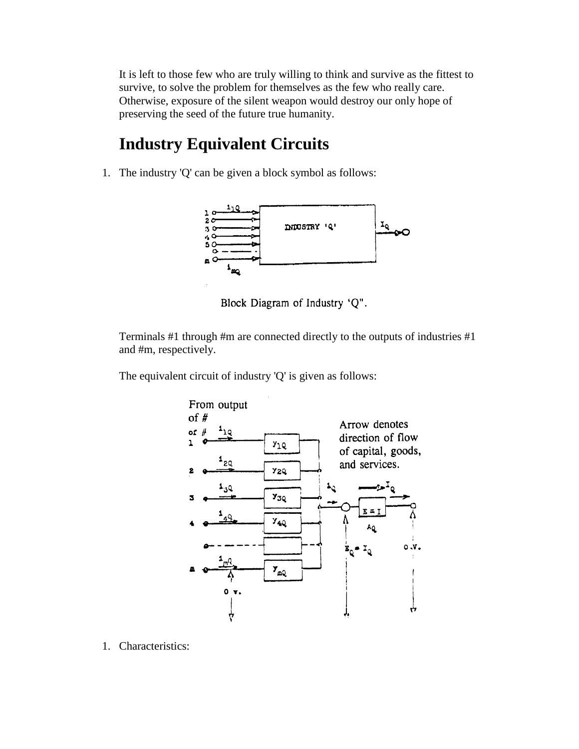It is left to those few who are truly willing to think and survive as the fittest to survive, to solve the problem for themselves as the few who really care. Otherwise, exposure of the silent weapon would destroy our only hope of preserving the seed of the future true humanity.

# Industry Equivalent Circuits

1. The industry 'Q' can be given a block symbol as follows:

Block Diagram of Industry 'Q".

Terminals #1 through #m are connected directly to the outputs of industries #1 and #m, respectively.

The equivalent circuit of industry 'Q' is given as follows:

1. Characteristics: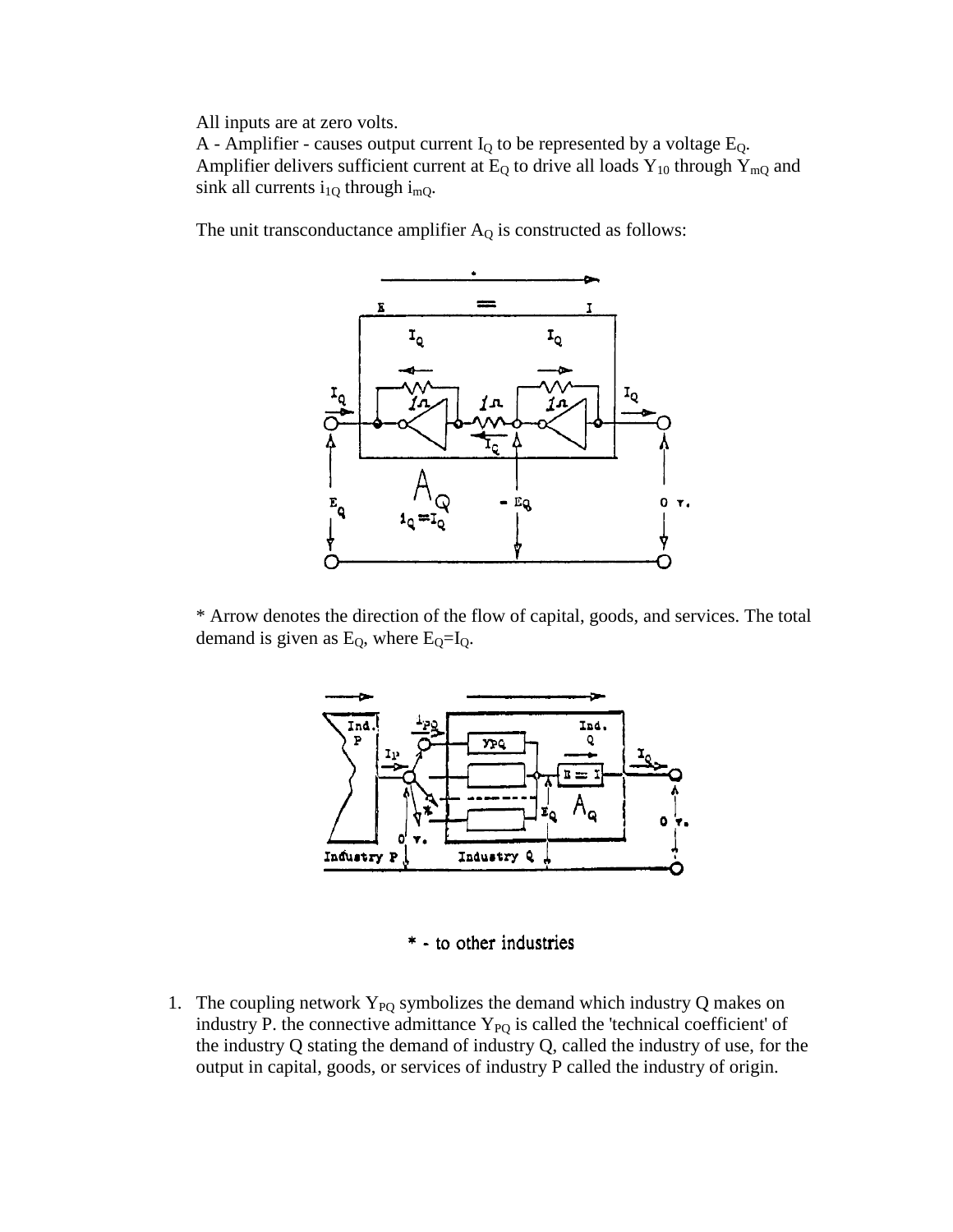All inputs are at zero volts.
A - Amplifier - causes output current $I_Q$ to be represented by a voltage $E_Q$. Amplifier delivers sufficient current at $E_Q$ to drive all loads $Y_{10}$ through $Y_{mQ}$ and sink all currents $i_{1Q}$ through $i_{mQ}$.

The unit transconductance amplifier $A_Q$ is constructed as follows:

\* Arrow denotes the direction of the flow of capital, goods, and services. The total demand is given as $E_Q$, where $E_Q = I_Q$.

\* - to other industries

1. The coupling network $Y_{PQ}$ symbolizes the demand which industry Q makes on industry P. the connective admittance $Y_{PQ}$ is called the 'technical coefficient' of the industry Q stating the demand of industry Q, called the industry of use, for the output in capital, goods, or services of industry P called the industry of origin.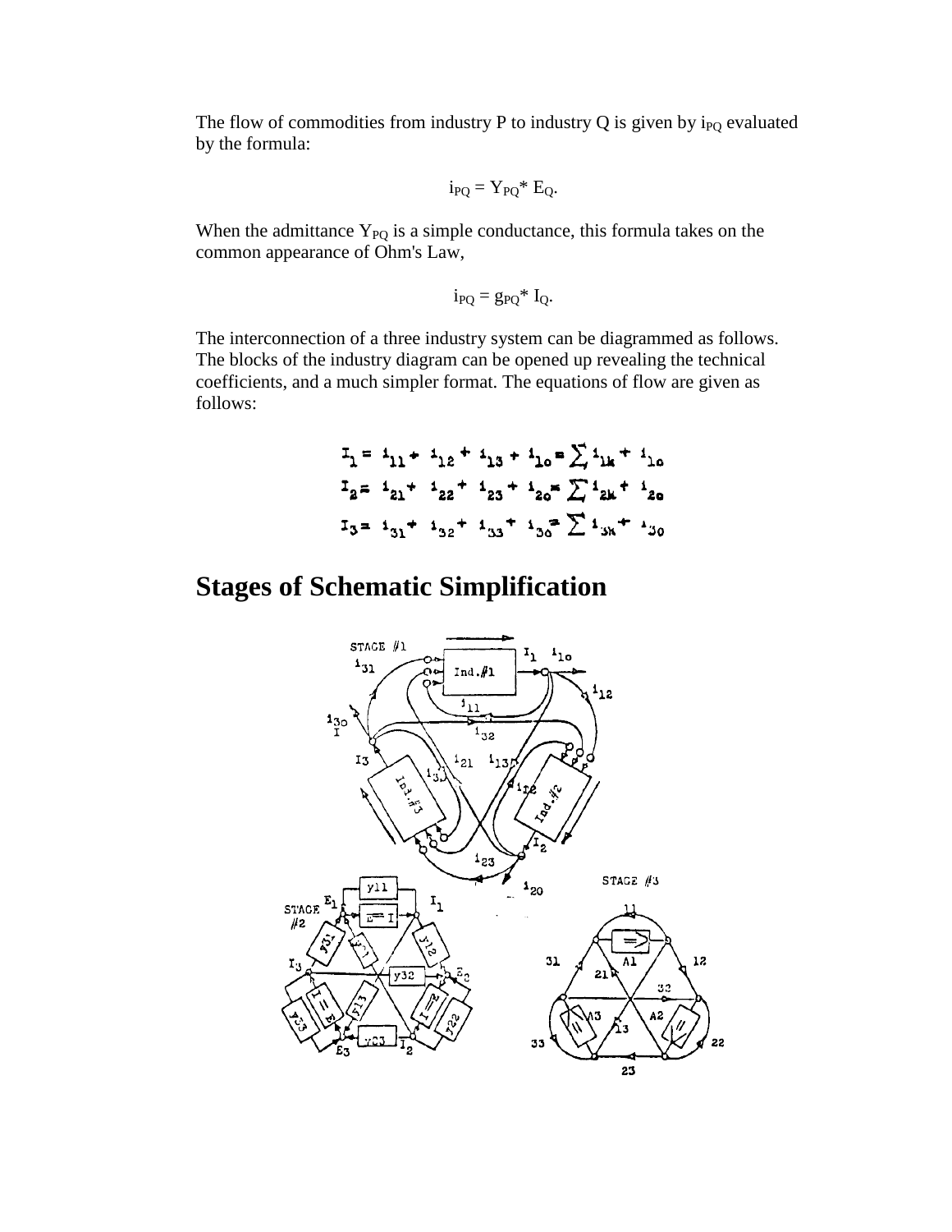The flow of commodities from industry P to industry Q is given by $i_{PQ}$ evaluated by the formula:

$$i_{PQ} = Y_{PQ} * E_Q.$$

When the admittance $Y_{PQ}$ is a simple conductance, this formula takes on the common appearance of Ohm's Law,

$$i_{PQ} = g_{PQ} * I_Q.$$

The interconnection of a three industry system can be diagrammed as follows. The blocks of the industry diagram can be opened up revealing the technical coefficients, and a much simpler format. The equations of flow are given as follows:

$$I_1 = i_{11} + i_{12} + i_{13} + i_{1o} = \sum i_{1k} + i_{1o}$$
$$I_2 = i_{21} + i_{22} + i_{23} + i_{2o} = \sum i_{2k} + i_{2o}$$
$$I_3 = i_{31} + i_{32} + i_{33} + i_{3o} = \sum i_{3k} + i_{3o}$$

## Stages of Schematic Simplification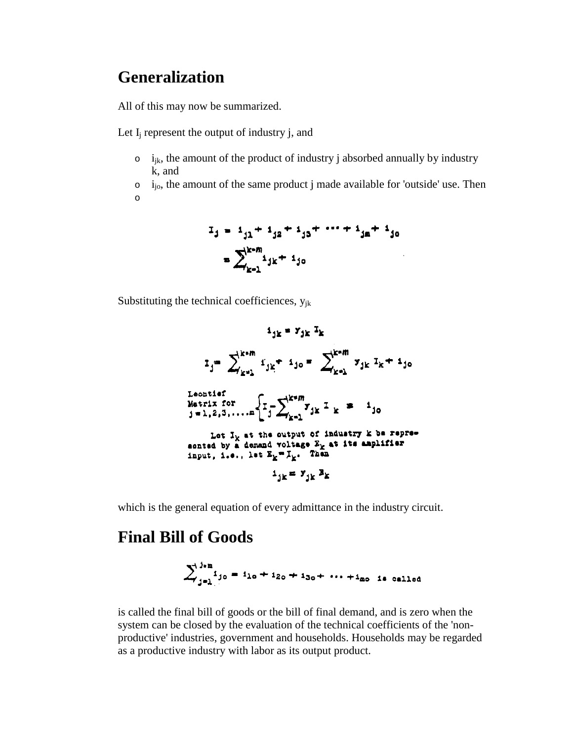## Generalization

All of this may now be summarized.

Let $I_j$ represent the output of industry j, and

- $i_{jk}$, the amount of the product of industry j absorbed annually by industry k, and
- $i_{jo}$, the amount of the same product j made available for 'outside' use. Then
-

$$I_j = i_{j1} + i_{j2} + i_{j3} + \cdots + i_{jm} + i_{jo}$$

$$= \sum_{k=1}^{k=m} i_{jk} + i_{jo}$$

Substituting the technical coefficiences, $y_{jk}$

$$i_{jk} = y_{jk} I_k$$

$$I_j = \sum_{k=1}^{k=m} i_{jk} + i_{jo} = \sum_{k=1}^{k=m} y_{jk} I_k + i_{jo}$$

Leontief Matrix for $j = 1, 2, 3, \ldots m$
$$\left\{ I_j - \sum_{k=1}^{k=m} y_{jk} I_k = i_{jo} \right.$$

Let $I_k$ at the output of industry k be represented by a demand voltage $E_k$ at its amplifier input, i.e., let $E_k = I_k$. Then

$$i_{jk} = y_{jk} E_k$$

which is the general equation of every admittance in the industry circuit.

## Final Bill of Goods

$$\sum_{j=1}^{j=m} i_{jo} = i_{1o} + i_{2o} + i_{3o} + \cdots + i_{mo} \text{ is called}$$

is called the final bill of goods or the bill of final demand, and is zero when the system can be closed by the evaluation of the technical coefficients of the 'non-productive' industries, government and households. Households may be regarded as a productive industry with labor as its output product.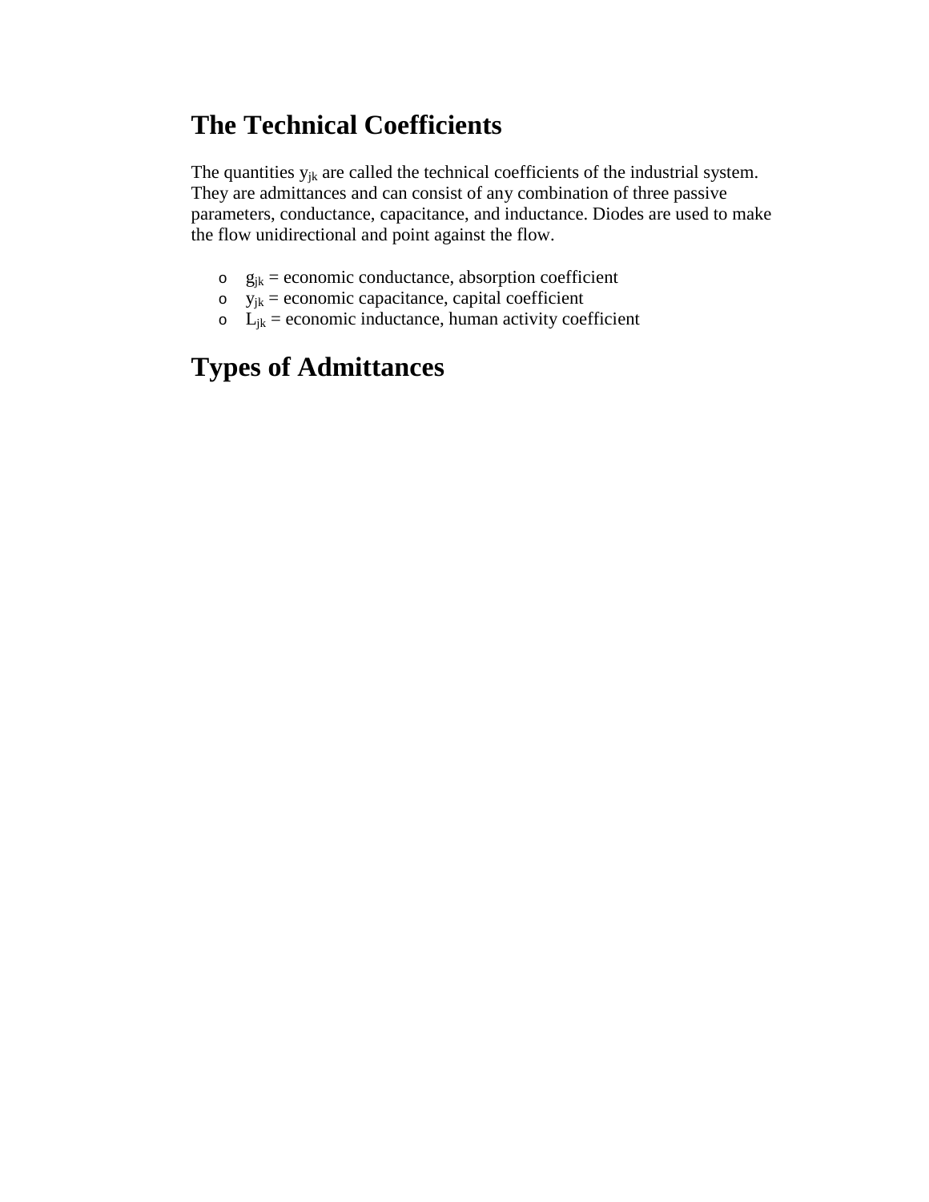## The Technical Coefficients

The quantities $y_{jk}$ are called the technical coefficients of the industrial system. They are admittances and can consist of any combination of three passive parameters, conductance, capacitance, and inductance. Diodes are used to make the flow unidirectional and point against the flow.

- $g_{jk}$ = economic conductance, absorption coefficient
- $y_{jk}$ = economic capacitance, capital coefficient
- $L_{jk}$ = economic inductance, human activity coefficient

## Types of Admittances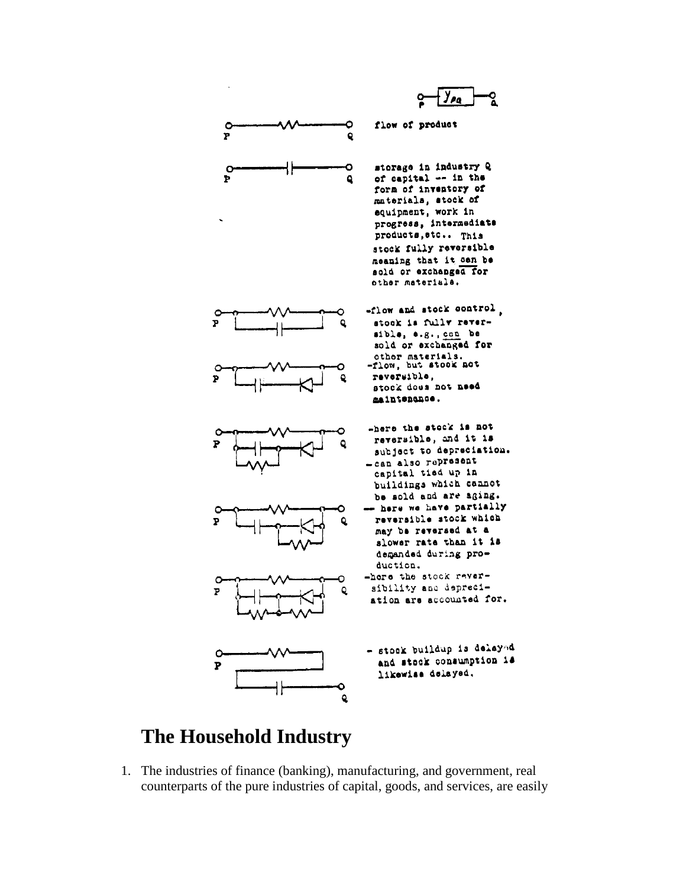$y_{PQ}$

flow of product

storage in industry Q of capital -- in the form of inventory of materials, stock of equipment, work in progress, intermediate products, etc.. This stock fully reversible meaning that it can be sold or exchanged for other materials.

-flow and stock control, stock is fully reversible, e.g., can be sold or exchanged for other materials.

-flow, but stock not reversible, stock does not need maintenance.

-here the stock is not reversible, and it is subject to depreciation.

-can also represent capital tied up in buildings which cannot be sold and are aging.

-- here we have partially reversible stock which may be reversed at a slower rate than it is demanded during production.

-here the stock reversibility and depreciation are accounted for.

- stock buildup is delayed and stock consumption is likewise delayed.

## The Household Industry

1. The industries of finance (banking), manufacturing, and government, real counterparts of the pure industries of capital, goods, and services, are easily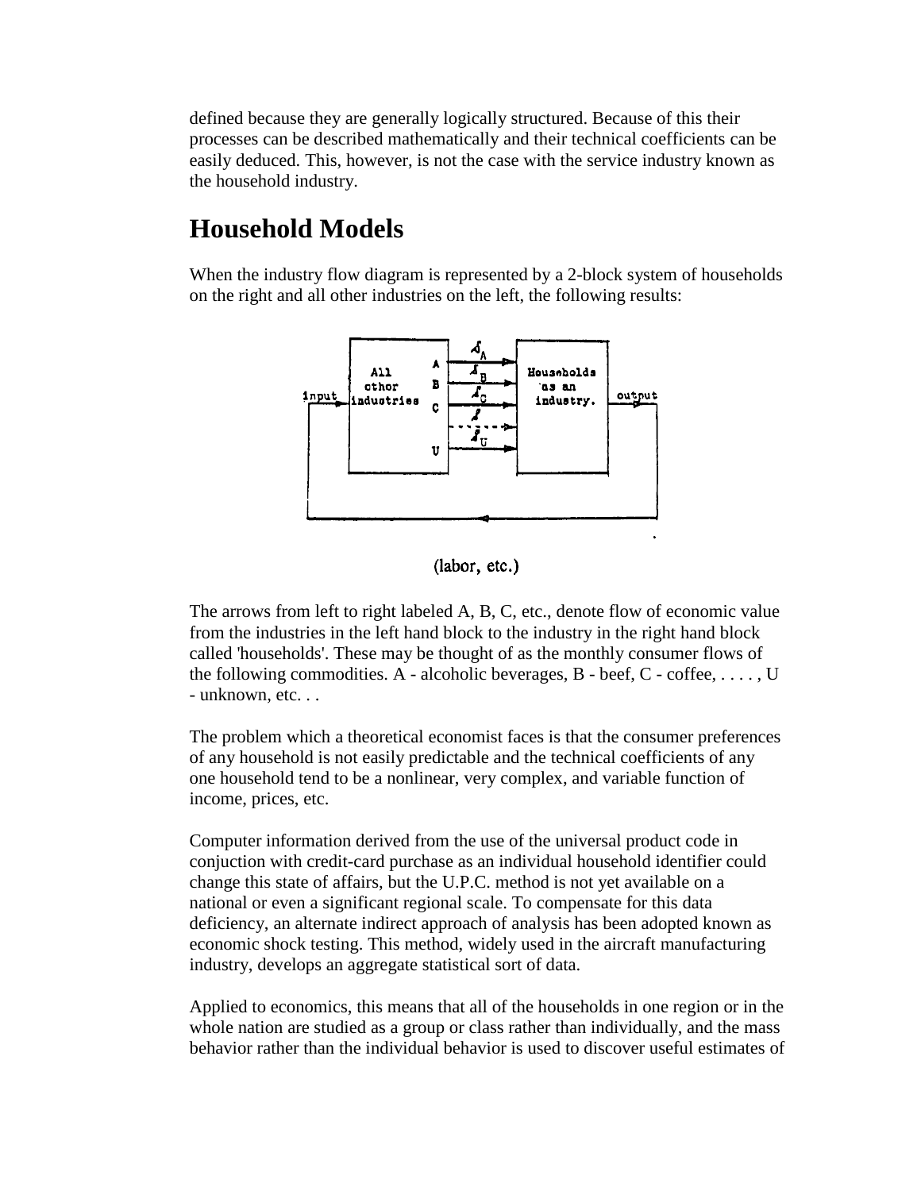defined because they are generally logically structured. Because of this their processes can be described mathematically and their technical coefficients can be easily deduced. This, however, is not the case with the service industry known as the household industry.

## Household Models

When the industry flow diagram is represented by a 2-block system of households on the right and all other industries on the left, the following results:

All other industries

input

A

B

C

U

$\delta_A$

$\delta_B$

$\delta_C$

$\delta$

$\delta_U$

Households as an industry.

output

(labor, etc.)

The arrows from left to right labeled A, B, C, etc., denote flow of economic value from the industries in the left hand block to the industry in the right hand block called 'households'. These may be thought of as the monthly consumer flows of the following commodities. A - alcoholic beverages, B - beef, C - coffee, . . . . , U - unknown, etc. . .

The problem which a theoretical economist faces is that the consumer preferences of any household is not easily predictable and the technical coefficients of any one household tend to be a nonlinear, very complex, and variable function of income, prices, etc.

Computer information derived from the use of the universal product code in conjuction with credit-card purchase as an individual household identifier could change this state of affairs, but the U.P.C. method is not yet available on a national or even a significant regional scale. To compensate for this data deficiency, an alternate indirect approach of analysis has been adopted known as economic shock testing. This method, widely used in the aircraft manufacturing industry, develops an aggregate statistical sort of data.

Applied to economics, this means that all of the households in one region or in the whole nation are studied as a group or class rather than individually, and the mass behavior rather than the individual behavior is used to discover useful estimates of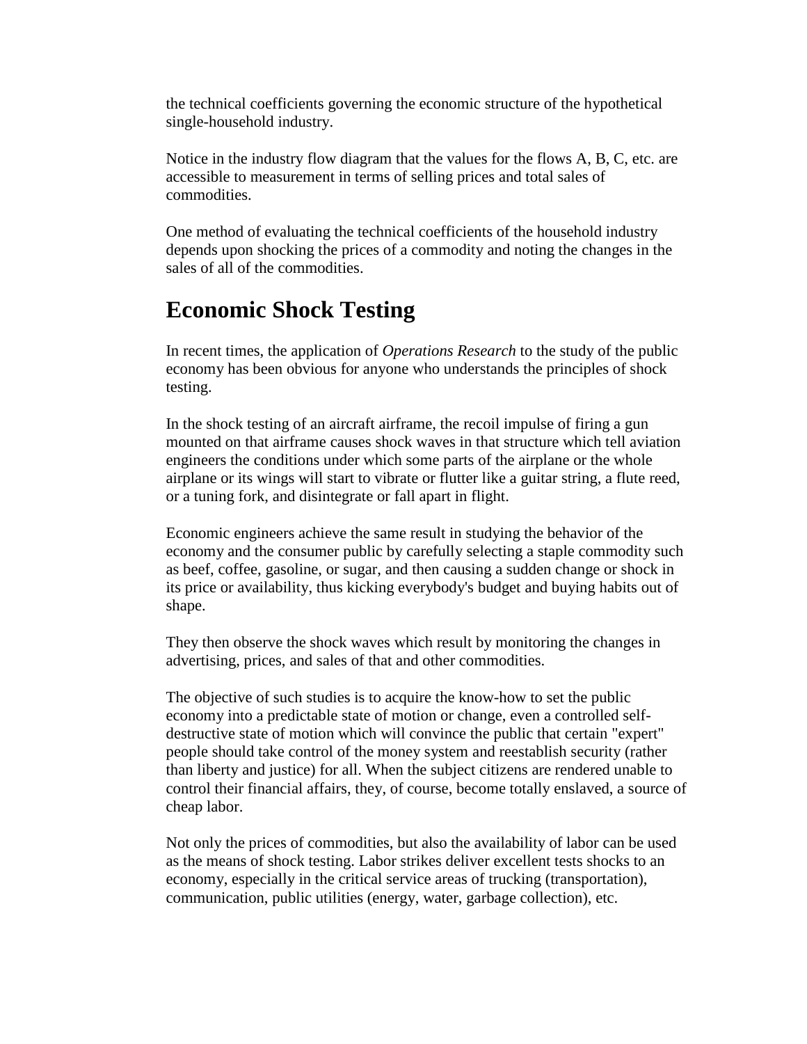the technical coefficients governing the economic structure of the hypothetical single-household industry.

Notice in the industry flow diagram that the values for the flows A, B, C, etc. are accessible to measurement in terms of selling prices and total sales of commodities.

One method of evaluating the technical coefficients of the household industry depends upon shocking the prices of a commodity and noting the changes in the sales of all of the commodities.

## Economic Shock Testing

In recent times, the application of *Operations Research* to the study of the public economy has been obvious for anyone who understands the principles of shock testing.

In the shock testing of an aircraft airframe, the recoil impulse of firing a gun mounted on that airframe causes shock waves in that structure which tell aviation engineers the conditions under which some parts of the airplane or the whole airplane or its wings will start to vibrate or flutter like a guitar string, a flute reed, or a tuning fork, and disintegrate or fall apart in flight.

Economic engineers achieve the same result in studying the behavior of the economy and the consumer public by carefully selecting a staple commodity such as beef, coffee, gasoline, or sugar, and then causing a sudden change or shock in its price or availability, thus kicking everybody's budget and buying habits out of shape.

They then observe the shock waves which result by monitoring the changes in advertising, prices, and sales of that and other commodities.

The objective of such studies is to acquire the know-how to set the public economy into a predictable state of motion or change, even a controlled self-destructive state of motion which will convince the public that certain "expert" people should take control of the money system and reestablish security (rather than liberty and justice) for all. When the subject citizens are rendered unable to control their financial affairs, they, of course, become totally enslaved, a source of cheap labor.

Not only the prices of commodities, but also the availability of labor can be used as the means of shock testing. Labor strikes deliver excellent tests shocks to an economy, especially in the critical service areas of trucking (transportation), communication, public utilities (energy, water, garbage collection), etc.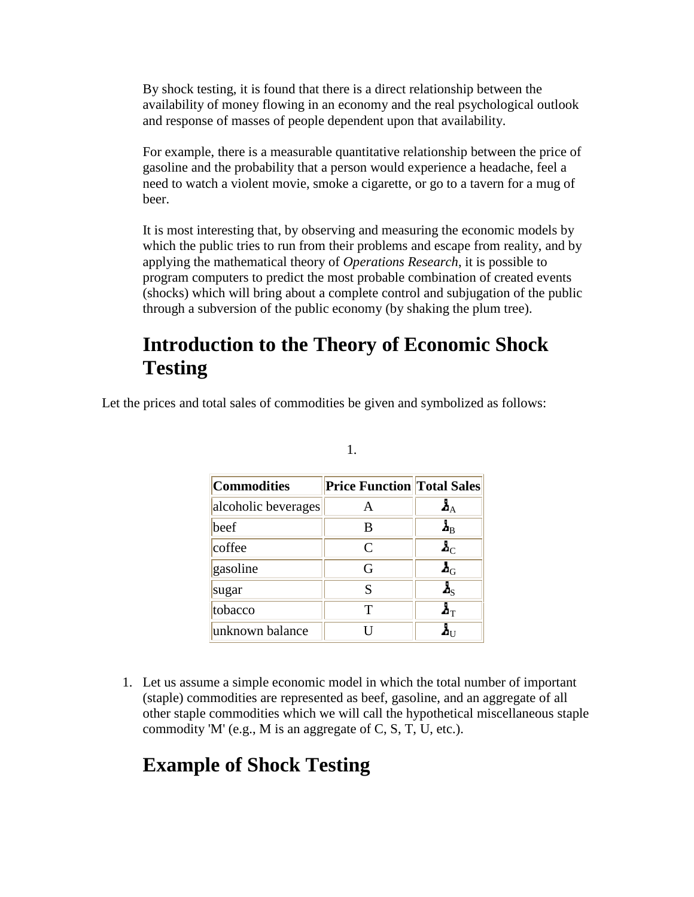By shock testing, it is found that there is a direct relationship between the availability of money flowing in an economy and the real psychological outlook and response of masses of people dependent upon that availability.

For example, there is a measurable quantitative relationship between the price of gasoline and the probability that a person would experience a headache, feel a need to watch a violent movie, smoke a cigarette, or go to a tavern for a mug of beer.

It is most interesting that, by observing and measuring the economic models by which the public tries to run from their problems and escape from reality, and by applying the mathematical theory of *Operations Research*, it is possible to program computers to predict the most probable combination of created events (shocks) which will bring about a complete control and subjugation of the public through a subversion of the public economy (by shaking the plum tree).

## Introduction to the Theory of Economic Shock Testing

Let the prices and total sales of commodities be given and symbolized as follows:

1.

| Commodities | Price Function | Total Sales |
|---|---|---|
| alcoholic beverages | A | $\text{Ѣ}_A$ |
| beef | B | $\text{Ѣ}_B$ |
| coffee | C | $\text{Ѣ}_C$ |
| gasoline | G | $\text{Ѣ}_G$ |
| sugar | S | $\text{Ѣ}_S$ |
| tobacco | T | $\text{Ѣ}_T$ |
| unknown balance | U | $\text{Ѣ}_U$ |

1. Let us assume a simple economic model in which the total number of important (staple) commodities are represented as beef, gasoline, and an aggregate of all other staple commodities which we will call the hypothetical miscellaneous staple commodity 'M' (e.g., M is an aggregate of C, S, T, U, etc.).

## Example of Shock Testing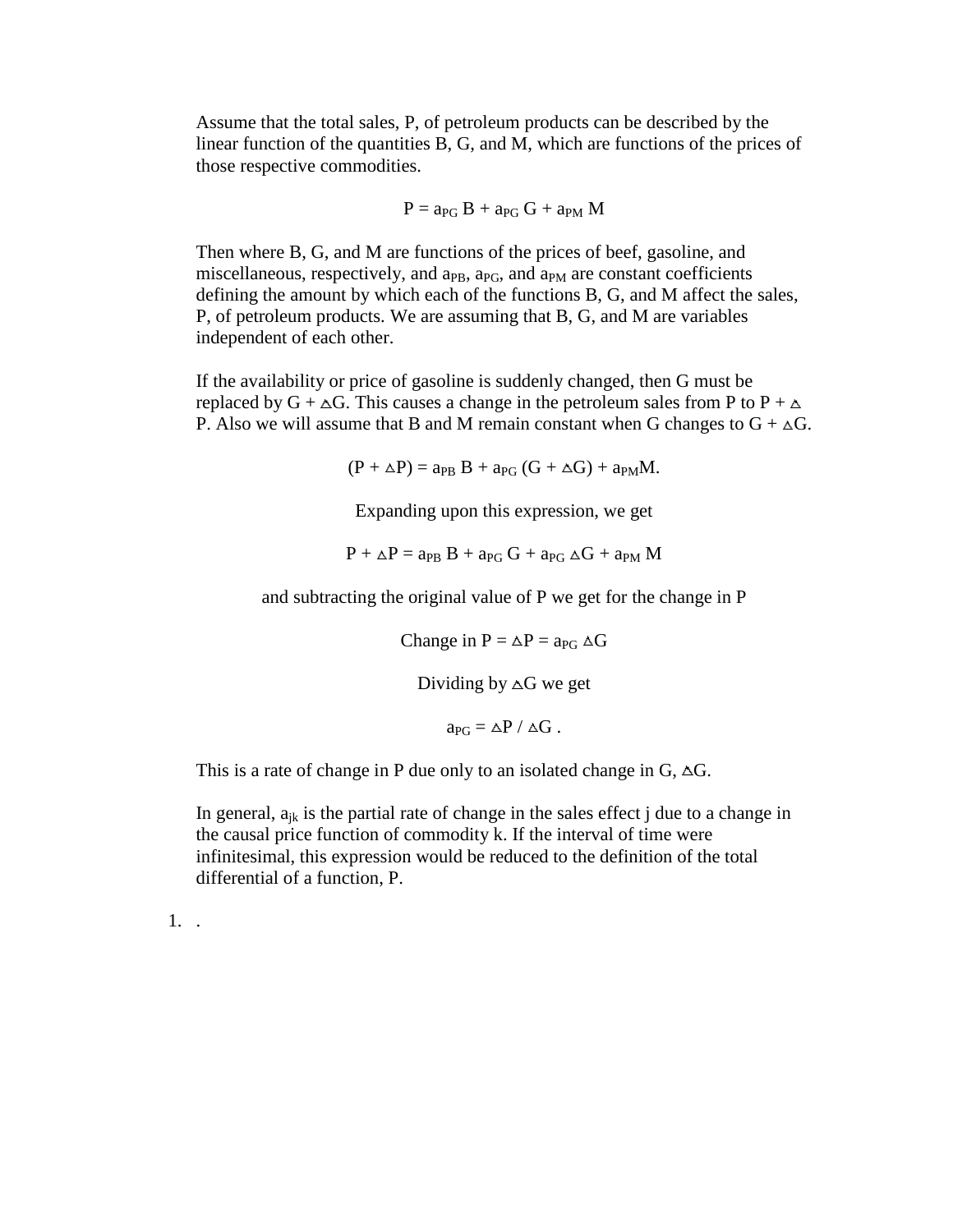Assume that the total sales, P, of petroleum products can be described by the linear function of the quantities B, G, and M, which are functions of the prices of those respective commodities.

$$P = a_{PG}\, B + a_{PG}\, G + a_{PM}\, M$$

Then where B, G, and M are functions of the prices of beef, gasoline, and miscellaneous, respectively, and $a_{PB}$, $a_{PG}$, and $a_{PM}$ are constant coefficients defining the amount by which each of the functions B, G, and M affect the sales, P, of petroleum products. We are assuming that B, G, and M are variables independent of each other.

If the availability or price of gasoline is suddenly changed, then G must be replaced by $G + \Delta G$. This causes a change in the petroleum sales from P to $P + \Delta P$. Also we will assume that B and M remain constant when G changes to $G + \Delta G$.

$$(P + \Delta P) = a_{PB}\, B + a_{PG}\, (G + \Delta G) + a_{PM} M.$$

Expanding upon this expression, we get

$$P + \Delta P = a_{PB}\, B + a_{PG}\, G + a_{PG}\, \Delta G + a_{PM}\, M$$

and subtracting the original value of P we get for the change in P

$$\text{Change in } P = \Delta P = a_{PG}\, \Delta G$$

Dividing by $\Delta G$ we get

$$a_{PG} = \Delta P \,/\, \Delta G\ .$$

This is a rate of change in P due only to an isolated change in G, $\Delta G$.

In general, $a_{jk}$ is the partial rate of change in the sales effect j due to a change in the causal price function of commodity k. If the interval of time were infinitesimal, this expression would be reduced to the definition of the total differential of a function, P.

1. .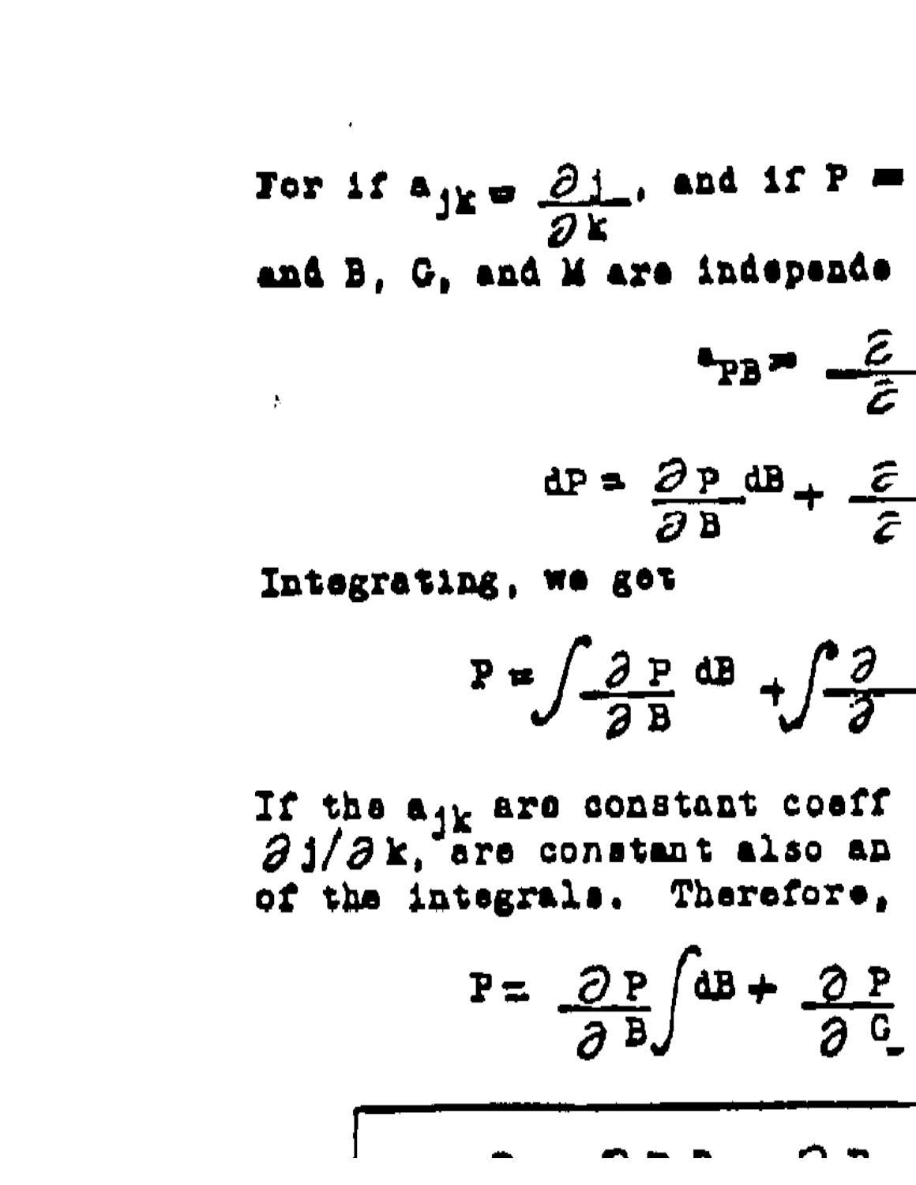For if $a_{jk} = \frac{\partial j}{\partial k}$, and if P =

and B, C, and M are independe

$$a_{PB} = \frac{\partial}{\partial}$$

$$dP = \frac{\partial P}{\partial B} dB + \frac{\partial}{\partial}$$

Integrating, we get

$$P = \int \frac{\partial P}{\partial B} dB + \int \frac{\partial}{\partial}$$

If the $a_{jk}$ are constant coeff $\partial j / \partial k$, are constant also an of the integrals. Therefore,

$$P = \frac{\partial P}{\partial B} \int dB + \frac{\partial P}{\partial C}$$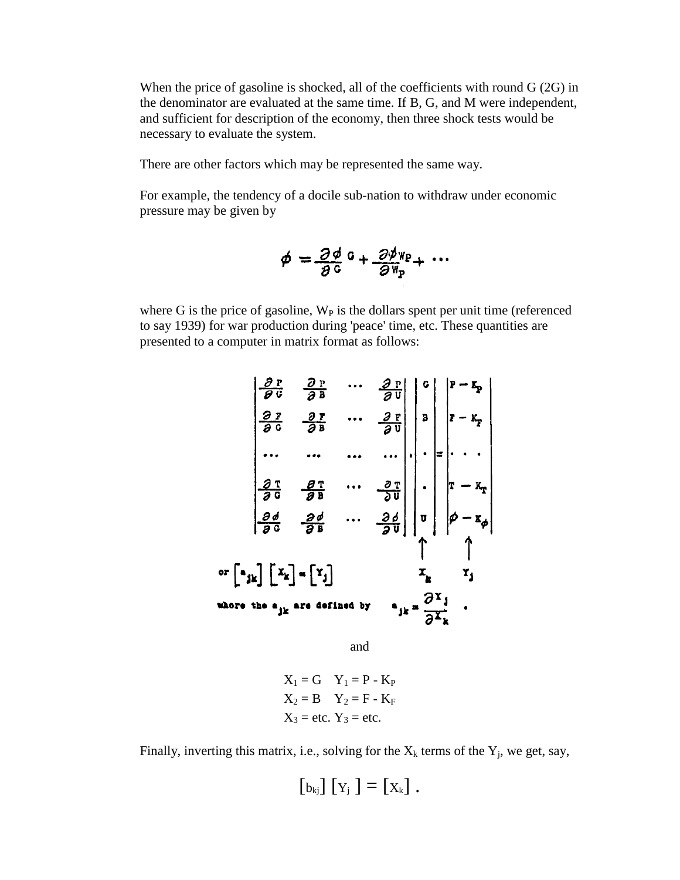When the price of gasoline is shocked, all of the coefficients with round G (2G) in the denominator are evaluated at the same time. If B, G, and M were independent, and sufficient for description of the economy, then three shock tests would be necessary to evaluate the system.

There are other factors which may be represented the same way.

For example, the tendency of a docile sub-nation to withdraw under economic pressure may be given by

$$\phi = \frac{\partial \phi}{\partial G} G + \frac{\partial \phi}{\partial W_P} W_P + \cdots$$

where G is the price of gasoline, $W_P$ is the dollars spent per unit time (referenced to say 1939) for war production during 'peace' time, etc. These quantities are presented to a computer in matrix format as follows:

$$\begin{vmatrix} \frac{\partial P}{\partial G} & \frac{\partial P}{\partial B} & \cdots & \frac{\partial P}{\partial U} \\ \frac{\partial F}{\partial G} & \frac{\partial F}{\partial B} & \cdots & \frac{\partial F}{\partial U} \\ \cdots & \cdots & \cdots & \cdots \\ \frac{\partial T}{\partial G} & \frac{\partial T}{\partial B} & \cdots & \frac{\partial T}{\partial U} \\ \frac{\partial \phi}{\partial G} & \frac{\partial \phi}{\partial B} & \cdots & \frac{\partial \phi}{\partial U} \end{vmatrix} \cdot \begin{vmatrix} G \\ B \\ \cdot \\ \cdot \\ U \end{vmatrix} = \begin{vmatrix} P - K_P \\ F - K_F \\ \cdot\ \cdot\ \cdot \\ T - K_T \\ \phi - K_\phi \end{vmatrix}$$

$$\uparrow X_k \qquad \uparrow Y_j$$

or $\left[a_{jk}\right]\left[X_k\right] = \left[Y_j\right]$

where the $a_{jk}$ are defined by $a_{jk} = \dfrac{\partial X_j}{\partial X_k}$ .

and

$X_1 = G \quad Y_1 = P - K_P$

$X_2 = B \quad Y_2 = F - K_F$

$X_3 =$ etc. $Y_3 =$ etc.

Finally, inverting this matrix, i.e., solving for the $X_k$ terms of the $Y_j$, we get, say,

$$\left[b_{kj}\right]\left[Y_j\right] = \left[X_k\right] .$$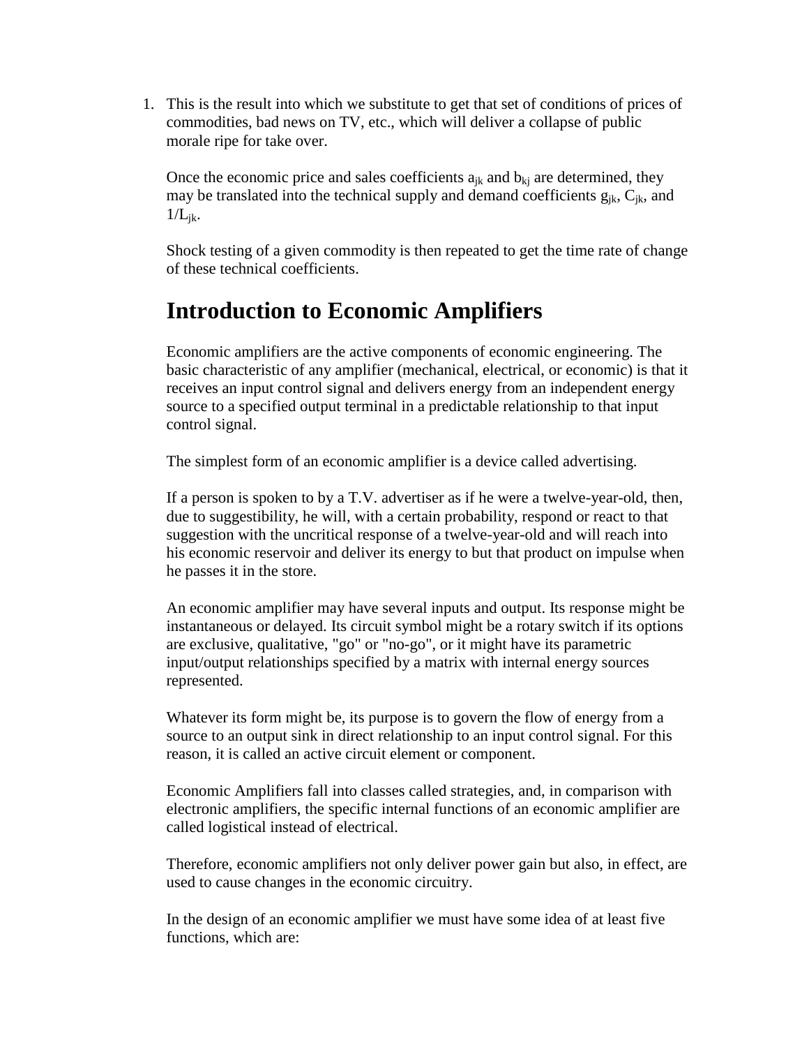1. This is the result into which we substitute to get that set of conditions of prices of commodities, bad news on TV, etc., which will deliver a collapse of public morale ripe for take over.

   Once the economic price and sales coefficients $a_{jk}$ and $b_{kj}$ are determined, they may be translated into the technical supply and demand coefficients $g_{jk}$, $C_{jk}$, and $1/L_{jk}$.

   Shock testing of a given commodity is then repeated to get the time rate of change of these technical coefficients.

# Introduction to Economic Amplifiers

Economic amplifiers are the active components of economic engineering. The basic characteristic of any amplifier (mechanical, electrical, or economic) is that it receives an input control signal and delivers energy from an independent energy source to a specified output terminal in a predictable relationship to that input control signal.

The simplest form of an economic amplifier is a device called advertising.

If a person is spoken to by a T.V. advertiser as if he were a twelve-year-old, then, due to suggestibility, he will, with a certain probability, respond or react to that suggestion with the uncritical response of a twelve-year-old and will reach into his economic reservoir and deliver its energy to but that product on impulse when he passes it in the store.

An economic amplifier may have several inputs and output. Its response might be instantaneous or delayed. Its circuit symbol might be a rotary switch if its options are exclusive, qualitative, "go" or "no-go", or it might have its parametric input/output relationships specified by a matrix with internal energy sources represented.

Whatever its form might be, its purpose is to govern the flow of energy from a source to an output sink in direct relationship to an input control signal. For this reason, it is called an active circuit element or component.

Economic Amplifiers fall into classes called strategies, and, in comparison with electronic amplifiers, the specific internal functions of an economic amplifier are called logistical instead of electrical.

Therefore, economic amplifiers not only deliver power gain but also, in effect, are used to cause changes in the economic circuitry.

In the design of an economic amplifier we must have some idea of at least five functions, which are: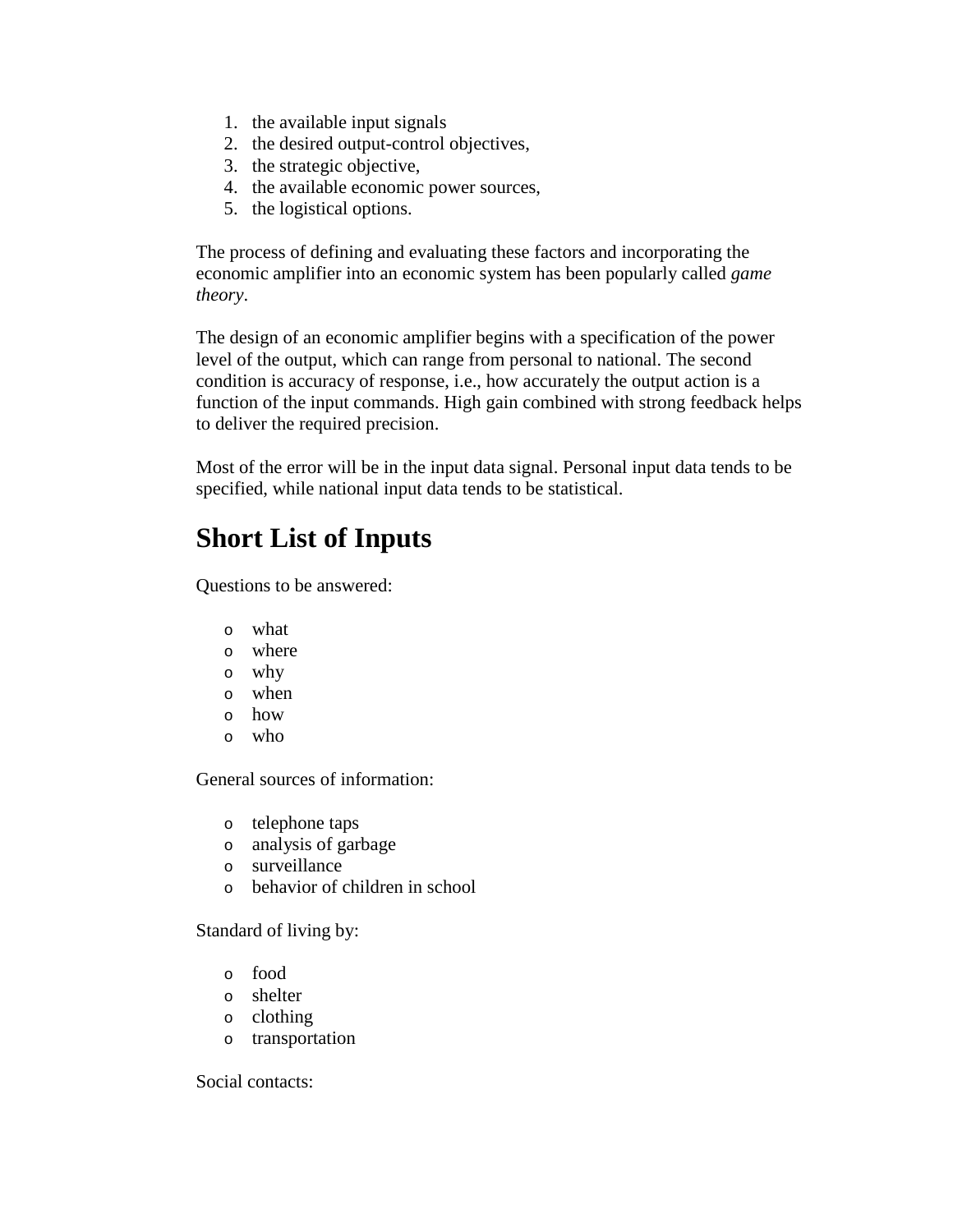1. the available input signals
2. the desired output-control objectives,
3. the strategic objective,
4. the available economic power sources,
5. the logistical options.

The process of defining and evaluating these factors and incorporating the economic amplifier into an economic system has been popularly called *game theory*.

The design of an economic amplifier begins with a specification of the power level of the output, which can range from personal to national. The second condition is accuracy of response, i.e., how accurately the output action is a function of the input commands. High gain combined with strong feedback helps to deliver the required precision.

Most of the error will be in the input data signal. Personal input data tends to be specified, while national input data tends to be statistical.

## Short List of Inputs

Questions to be answered:

- what
- where
- why
- when
- how
- who

General sources of information:

- telephone taps
- analysis of garbage
- surveillance
- behavior of children in school

Standard of living by:

- food
- shelter
- clothing
- transportation

Social contacts: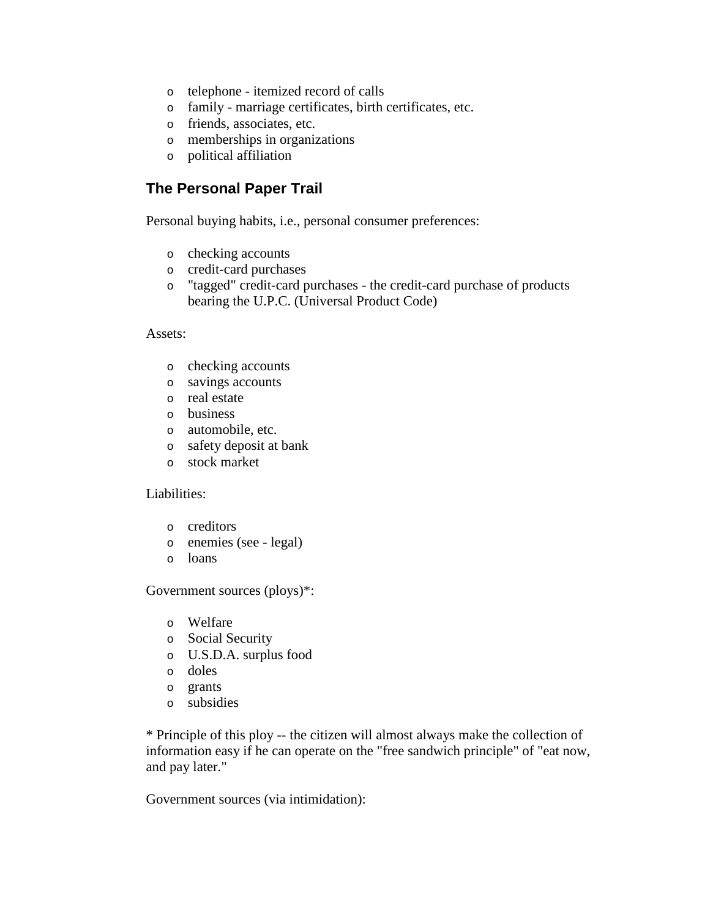- telephone - itemized record of calls
- family - marriage certificates, birth certificates, etc.
- friends, associates, etc.
- memberships in organizations
- political affiliation

## The Personal Paper Trail

Personal buying habits, i.e., personal consumer preferences:

- checking accounts
- credit-card purchases
- "tagged" credit-card purchases - the credit-card purchase of products bearing the U.P.C. (Universal Product Code)

Assets:

- checking accounts
- savings accounts
- real estate
- business
- automobile, etc.
- safety deposit at bank
- stock market

Liabilities:

- creditors
- enemies (see - legal)
- loans

Government sources (ploys)*:

- Welfare
- Social Security
- U.S.D.A. surplus food
- doles
- grants
- subsidies

* Principle of this ploy -- the citizen will almost always make the collection of information easy if he can operate on the "free sandwich principle" of "eat now, and pay later."

Government sources (via intimidation):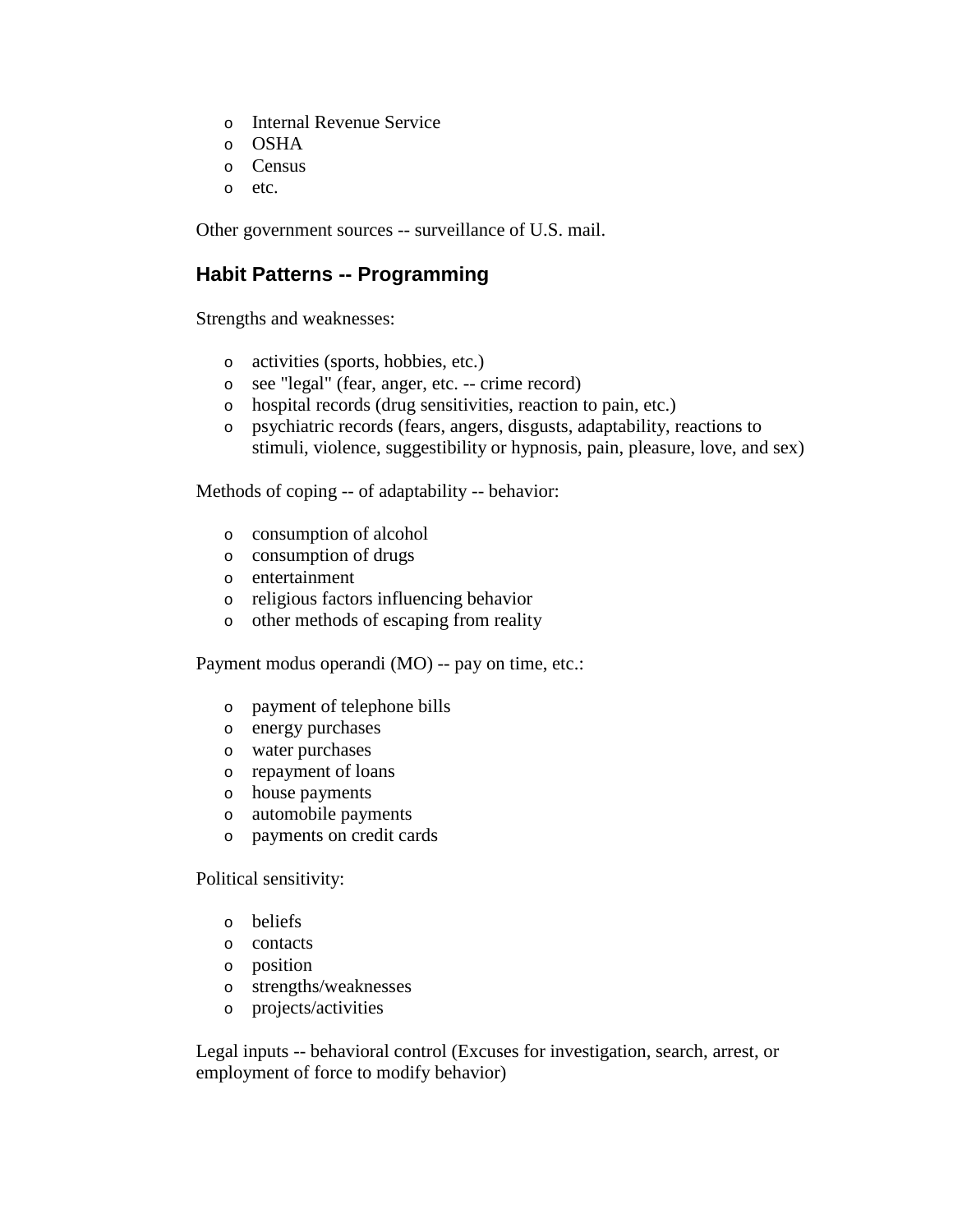- Internal Revenue Service
- OSHA
- Census
- etc.

Other government sources -- surveillance of U.S. mail.

## Habit Patterns -- Programming

Strengths and weaknesses:

- activities (sports, hobbies, etc.)
- see "legal" (fear, anger, etc. -- crime record)
- hospital records (drug sensitivities, reaction to pain, etc.)
- psychiatric records (fears, angers, disgusts, adaptability, reactions to stimuli, violence, suggestibility or hypnosis, pain, pleasure, love, and sex)

Methods of coping -- of adaptability -- behavior:

- consumption of alcohol
- consumption of drugs
- entertainment
- religious factors influencing behavior
- other methods of escaping from reality

Payment modus operandi (MO) -- pay on time, etc.:

- payment of telephone bills
- energy purchases
- water purchases
- repayment of loans
- house payments
- automobile payments
- payments on credit cards

Political sensitivity:

- beliefs
- contacts
- position
- strengths/weaknesses
- projects/activities

Legal inputs -- behavioral control (Excuses for investigation, search, arrest, or employment of force to modify behavior)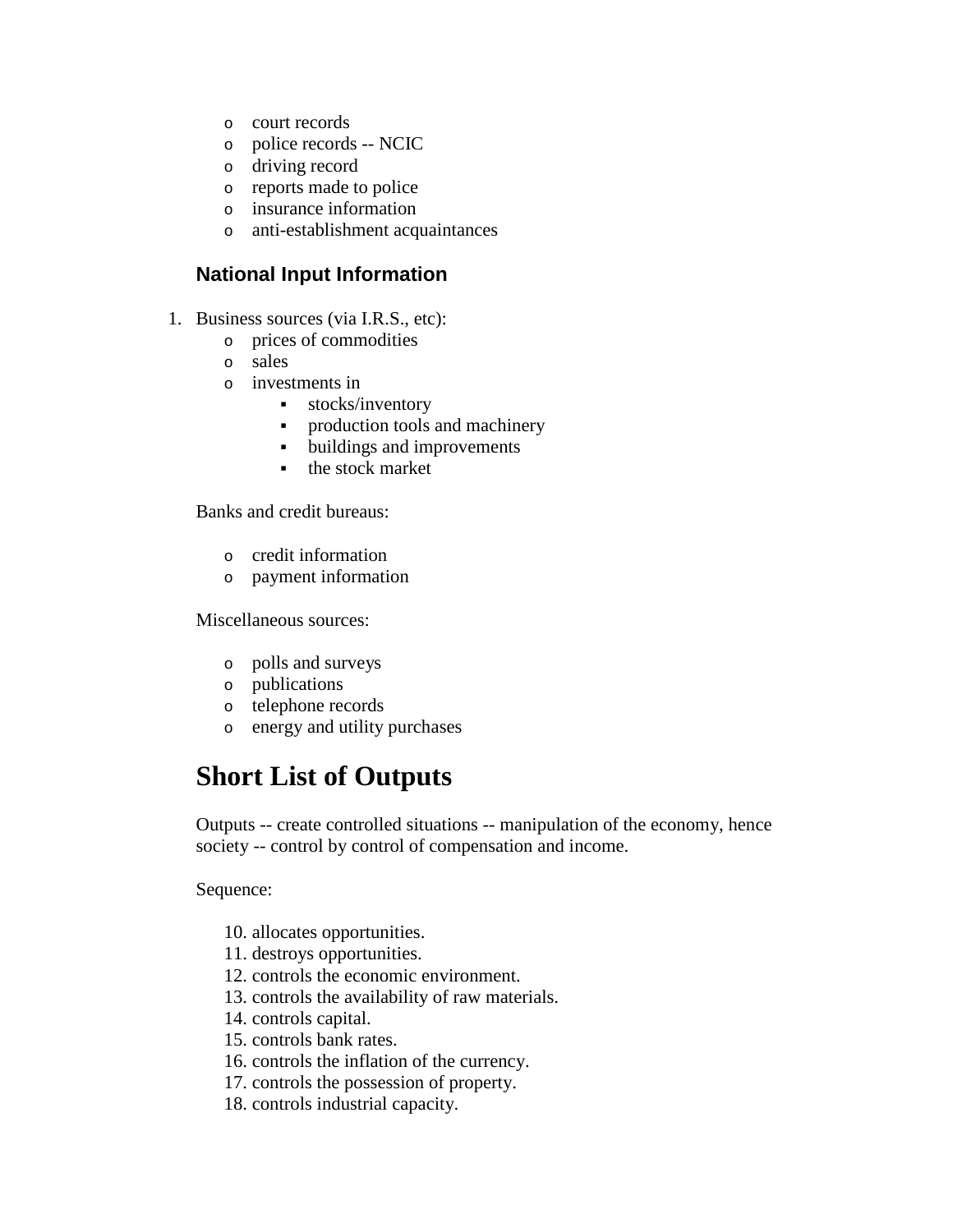- court records
- police records -- NCIC
- driving record
- reports made to police
- insurance information
- anti-establishment acquaintances

### National Input Information

1. Business sources (via I.R.S., etc):
    - prices of commodities
    - sales
    - investments in
        - stocks/inventory
        - production tools and machinery
        - buildings and improvements
        - the stock market

Banks and credit bureaus:

- credit information
- payment information

Miscellaneous sources:

- polls and surveys
- publications
- telephone records
- energy and utility purchases

# Short List of Outputs

Outputs -- create controlled situations -- manipulation of the economy, hence society -- control by control of compensation and income.

Sequence:

10. allocates opportunities.
11. destroys opportunities.
12. controls the economic environment.
13. controls the availability of raw materials.
14. controls capital.
15. controls bank rates.
16. controls the inflation of the currency.
17. controls the possession of property.
18. controls industrial capacity.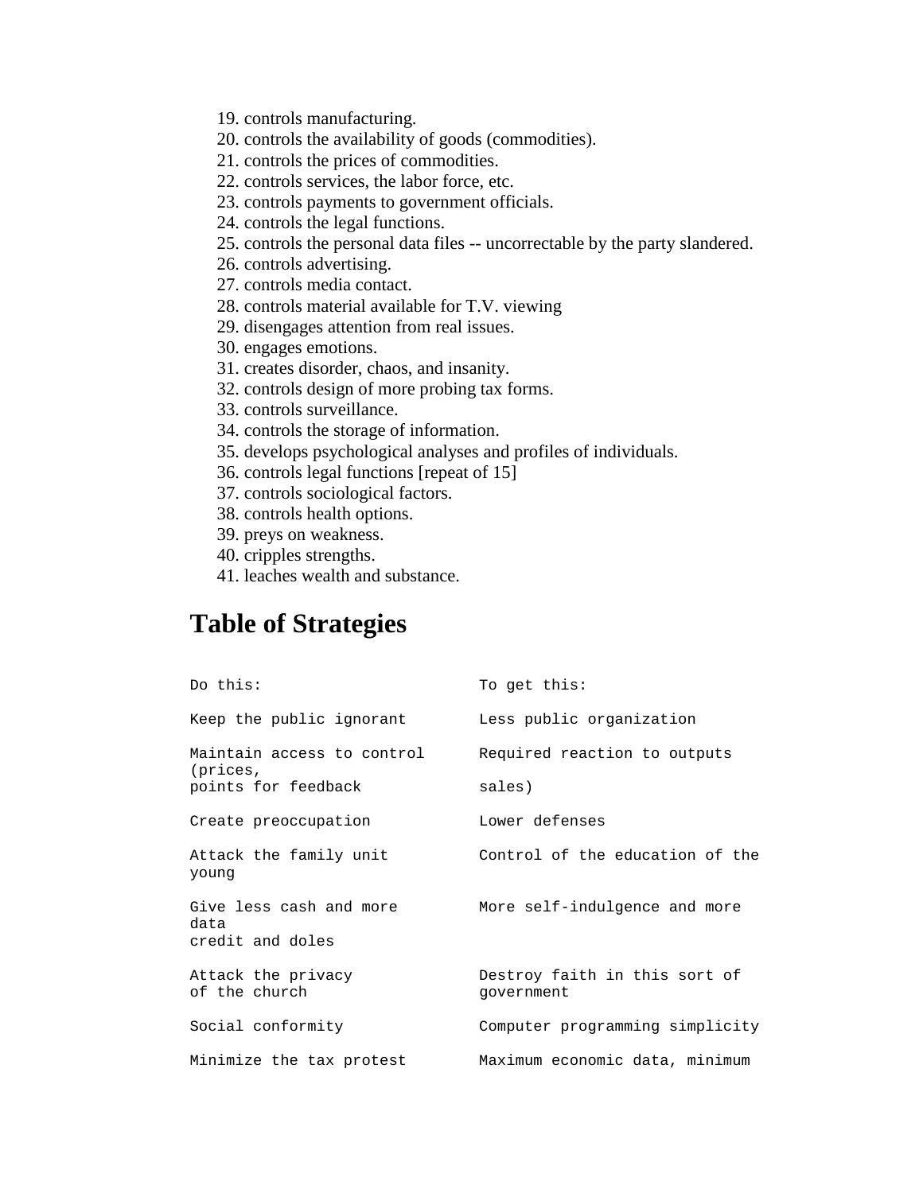19. controls manufacturing.
20. controls the availability of goods (commodities).
21. controls the prices of commodities.
22. controls services, the labor force, etc.
23. controls payments to government officials.
24. controls the legal functions.
25. controls the personal data files -- uncorrectable by the party slandered.
26. controls advertising.
27. controls media contact.
28. controls material available for T.V. viewing
29. disengages attention from real issues.
30. engages emotions.
31. creates disorder, chaos, and insanity.
32. controls design of more probing tax forms.
33. controls surveillance.
34. controls the storage of information.
35. develops psychological analyses and profiles of individuals.
36. controls legal functions [repeat of 15]
37. controls sociological factors.
38. controls health options.
39. preys on weakness.
40. cripples strengths.
41. leaches wealth and substance.

## Table of Strategies

```
Do this:                      To get this:

Keep the public ignorant      Less public organization

Maintain access to control    Required reaction to outputs
(prices,
points for feedback           sales)

Create preoccupation          Lower defenses

Attack the family unit        Control of the education of the
young

Give less cash and more       More self-indulgence and more
data
credit and doles

Attack the privacy            Destroy faith in this sort of
of the church                 government

Social conformity             Computer programming simplicity

Minimize the tax protest      Maximum economic data, minimum
```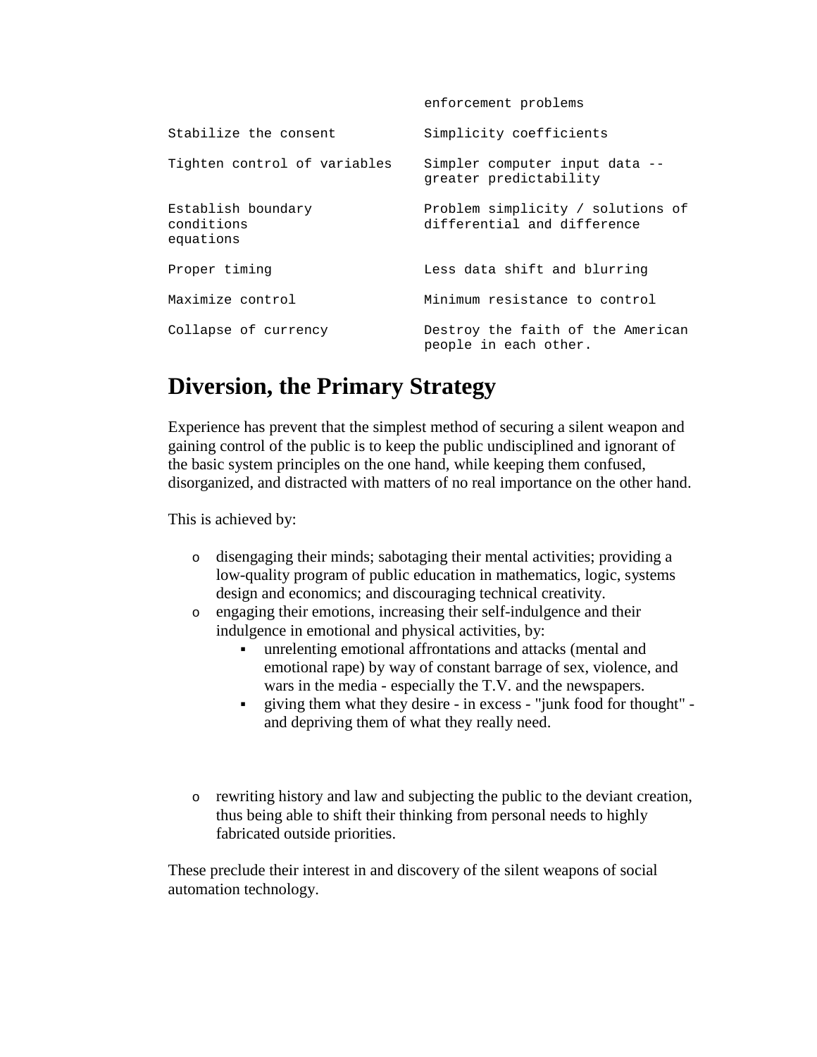| | |
|---|---|
| | enforcement problems |
| Stabilize the consent | Simplicity coefficients |
| Tighten control of variables | Simpler computer input data -- greater predictability |
| Establish boundary conditions equations | Problem simplicity / solutions of differential and difference |
| Proper timing | Less data shift and blurring |
| Maximize control | Minimum resistance to control |
| Collapse of currency | Destroy the faith of the American people in each other. |

## Diversion, the Primary Strategy

Experience has prevent that the simplest method of securing a silent weapon and gaining control of the public is to keep the public undisciplined and ignorant of the basic system principles on the one hand, while keeping them confused, disorganized, and distracted with matters of no real importance on the other hand.

This is achieved by:

- disengaging their minds; sabotaging their mental activities; providing a low-quality program of public education in mathematics, logic, systems design and economics; and discouraging technical creativity.
- engaging their emotions, increasing their self-indulgence and their indulgence in emotional and physical activities, by:
  - unrelenting emotional affrontations and attacks (mental and emotional rape) by way of constant barrage of sex, violence, and wars in the media - especially the T.V. and the newspapers.
  - giving them what they desire - in excess - "junk food for thought" - and depriving them of what they really need.
- rewriting history and law and subjecting the public to the deviant creation, thus being able to shift their thinking from personal needs to highly fabricated outside priorities.

These preclude their interest in and discovery of the silent weapons of social automation technology.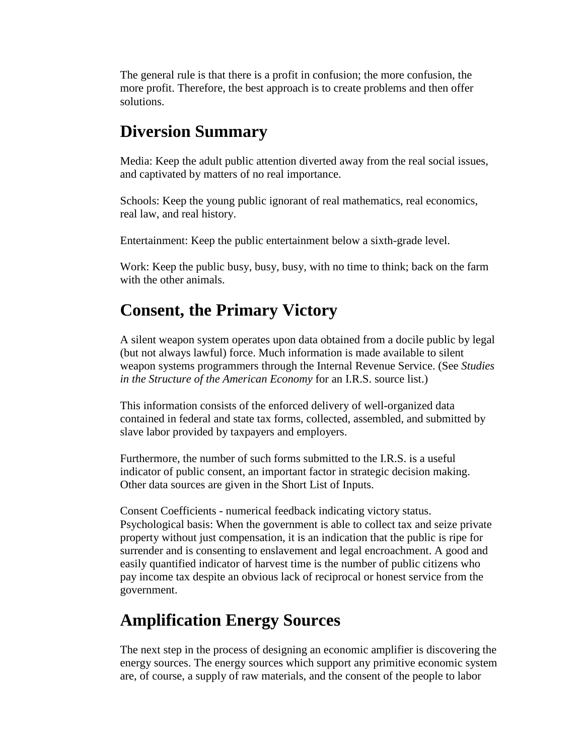The general rule is that there is a profit in confusion; the more confusion, the more profit. Therefore, the best approach is to create problems and then offer solutions.

## Diversion Summary

Media: Keep the adult public attention diverted away from the real social issues, and captivated by matters of no real importance.

Schools: Keep the young public ignorant of real mathematics, real economics, real law, and real history.

Entertainment: Keep the public entertainment below a sixth-grade level.

Work: Keep the public busy, busy, busy, with no time to think; back on the farm with the other animals.

## Consent, the Primary Victory

A silent weapon system operates upon data obtained from a docile public by legal (but not always lawful) force. Much information is made available to silent weapon systems programmers through the Internal Revenue Service. (See *Studies in the Structure of the American Economy* for an I.R.S. source list.)

This information consists of the enforced delivery of well-organized data contained in federal and state tax forms, collected, assembled, and submitted by slave labor provided by taxpayers and employers.

Furthermore, the number of such forms submitted to the I.R.S. is a useful indicator of public consent, an important factor in strategic decision making. Other data sources are given in the Short List of Inputs.

Consent Coefficients - numerical feedback indicating victory status. Psychological basis: When the government is able to collect tax and seize private property without just compensation, it is an indication that the public is ripe for surrender and is consenting to enslavement and legal encroachment. A good and easily quantified indicator of harvest time is the number of public citizens who pay income tax despite an obvious lack of reciprocal or honest service from the government.

## Amplification Energy Sources

The next step in the process of designing an economic amplifier is discovering the energy sources. The energy sources which support any primitive economic system are, of course, a supply of raw materials, and the consent of the people to labor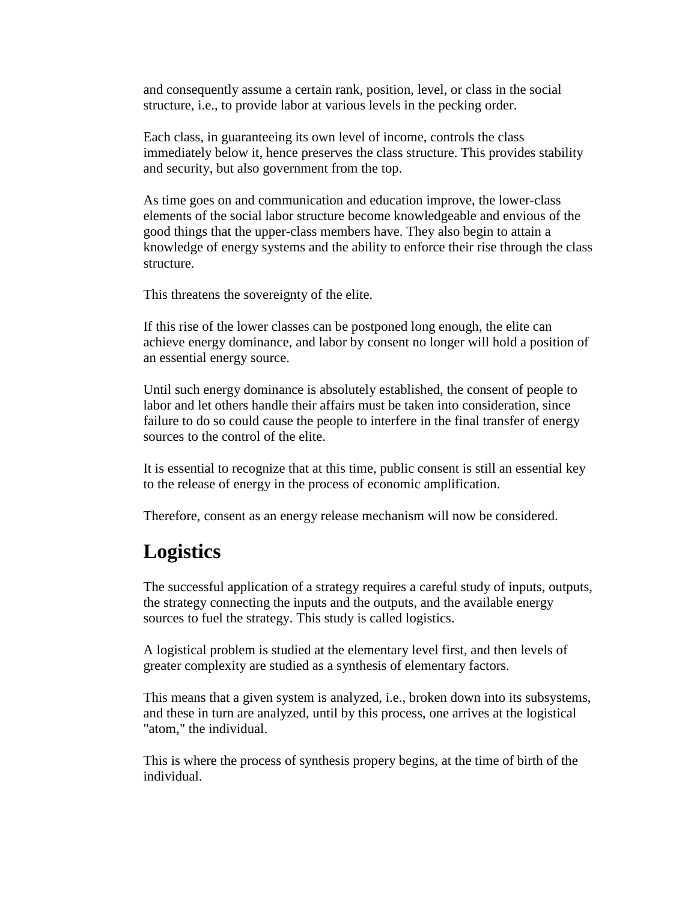and consequently assume a certain rank, position, level, or class in the social structure, i.e., to provide labor at various levels in the pecking order.

Each class, in guaranteeing its own level of income, controls the class immediately below it, hence preserves the class structure. This provides stability and security, but also government from the top.

As time goes on and communication and education improve, the lower-class elements of the social labor structure become knowledgeable and envious of the good things that the upper-class members have. They also begin to attain a knowledge of energy systems and the ability to enforce their rise through the class structure.

This threatens the sovereignty of the elite.

If this rise of the lower classes can be postponed long enough, the elite can achieve energy dominance, and labor by consent no longer will hold a position of an essential energy source.

Until such energy dominance is absolutely established, the consent of people to labor and let others handle their affairs must be taken into consideration, since failure to do so could cause the people to interfere in the final transfer of energy sources to the control of the elite.

It is essential to recognize that at this time, public consent is still an essential key to the release of energy in the process of economic amplification.

Therefore, consent as an energy release mechanism will now be considered.

## Logistics

The successful application of a strategy requires a careful study of inputs, outputs, the strategy connecting the inputs and the outputs, and the available energy sources to fuel the strategy. This study is called logistics.

A logistical problem is studied at the elementary level first, and then levels of greater complexity are studied as a synthesis of elementary factors.

This means that a given system is analyzed, i.e., broken down into its subsystems, and these in turn are analyzed, until by this process, one arrives at the logistical "atom," the individual.

This is where the process of synthesis propery begins, at the time of birth of the individual.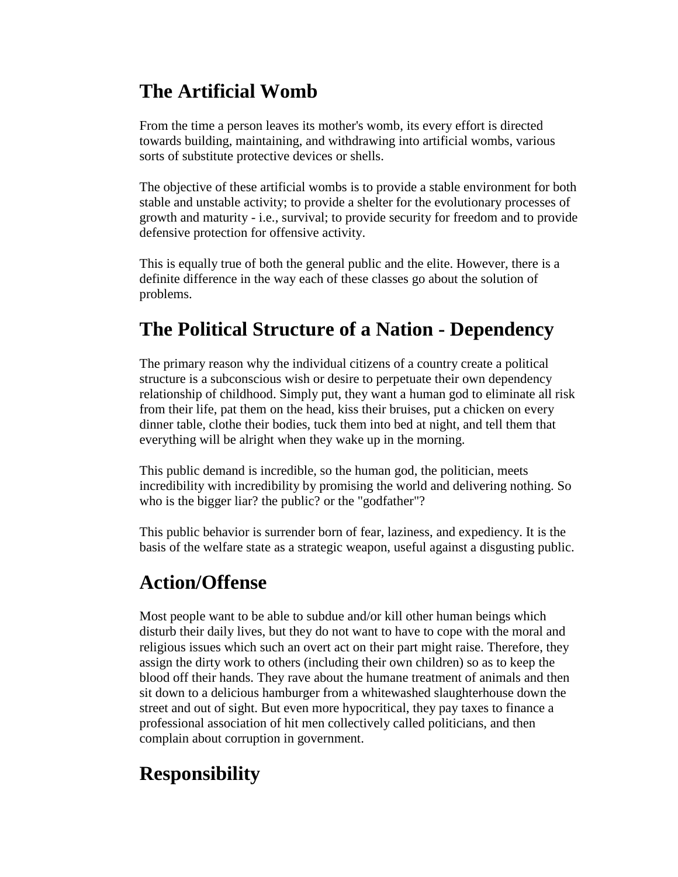## The Artificial Womb

From the time a person leaves its mother's womb, its every effort is directed towards building, maintaining, and withdrawing into artificial wombs, various sorts of substitute protective devices or shells.

The objective of these artificial wombs is to provide a stable environment for both stable and unstable activity; to provide a shelter for the evolutionary processes of growth and maturity - i.e., survival; to provide security for freedom and to provide defensive protection for offensive activity.

This is equally true of both the general public and the elite. However, there is a definite difference in the way each of these classes go about the solution of problems.

## The Political Structure of a Nation - Dependency

The primary reason why the individual citizens of a country create a political structure is a subconscious wish or desire to perpetuate their own dependency relationship of childhood. Simply put, they want a human god to eliminate all risk from their life, pat them on the head, kiss their bruises, put a chicken on every dinner table, clothe their bodies, tuck them into bed at night, and tell them that everything will be alright when they wake up in the morning.

This public demand is incredible, so the human god, the politician, meets incredibility with incredibility by promising the world and delivering nothing. So who is the bigger liar? the public? or the "godfather"?

This public behavior is surrender born of fear, laziness, and expediency. It is the basis of the welfare state as a strategic weapon, useful against a disgusting public.

## Action/Offense

Most people want to be able to subdue and/or kill other human beings which disturb their daily lives, but they do not want to have to cope with the moral and religious issues which such an overt act on their part might raise. Therefore, they assign the dirty work to others (including their own children) so as to keep the blood off their hands. They rave about the humane treatment of animals and then sit down to a delicious hamburger from a whitewashed slaughterhouse down the street and out of sight. But even more hypocritical, they pay taxes to finance a professional association of hit men collectively called politicians, and then complain about corruption in government.

## Responsibility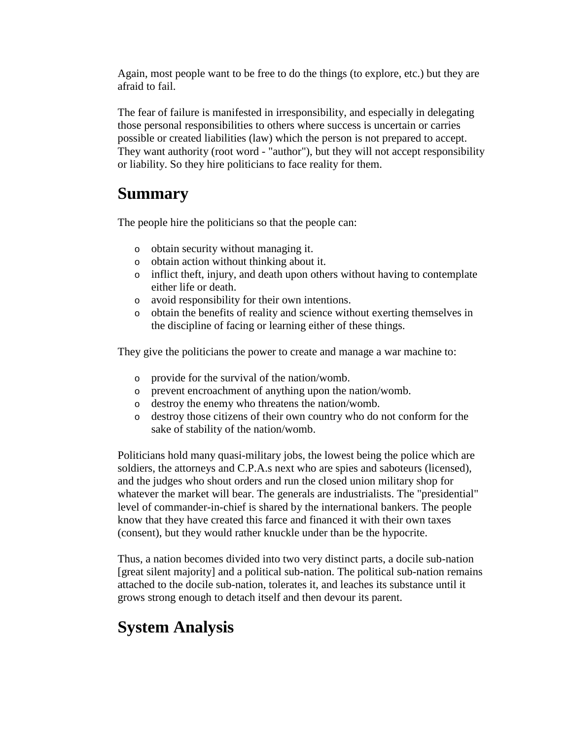Again, most people want to be free to do the things (to explore, etc.) but they are afraid to fail.

The fear of failure is manifested in irresponsibility, and especially in delegating those personal responsibilities to others where success is uncertain or carries possible or created liabilities (law) which the person is not prepared to accept. They want authority (root word - "author"), but they will not accept responsibility or liability. So they hire politicians to face reality for them.

## Summary

The people hire the politicians so that the people can:

- obtain security without managing it.
- obtain action without thinking about it.
- inflict theft, injury, and death upon others without having to contemplate either life or death.
- avoid responsibility for their own intentions.
- obtain the benefits of reality and science without exerting themselves in the discipline of facing or learning either of these things.

They give the politicians the power to create and manage a war machine to:

- provide for the survival of the nation/womb.
- prevent encroachment of anything upon the nation/womb.
- destroy the enemy who threatens the nation/womb.
- destroy those citizens of their own country who do not conform for the sake of stability of the nation/womb.

Politicians hold many quasi-military jobs, the lowest being the police which are soldiers, the attorneys and C.P.A.s next who are spies and saboteurs (licensed), and the judges who shout orders and run the closed union military shop for whatever the market will bear. The generals are industrialists. The "presidential" level of commander-in-chief is shared by the international bankers. The people know that they have created this farce and financed it with their own taxes (consent), but they would rather knuckle under than be the hypocrite.

Thus, a nation becomes divided into two very distinct parts, a docile sub-nation [great silent majority] and a political sub-nation. The political sub-nation remains attached to the docile sub-nation, tolerates it, and leaches its substance until it grows strong enough to detach itself and then devour its parent.

## System Analysis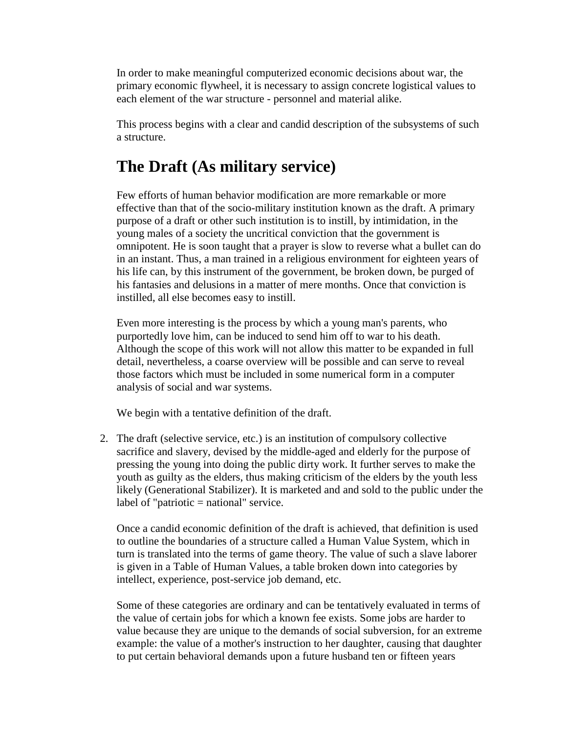In order to make meaningful computerized economic decisions about war, the primary economic flywheel, it is necessary to assign concrete logistical values to each element of the war structure - personnel and material alike.

This process begins with a clear and candid description of the subsystems of such a structure.

# The Draft (As military service)

Few efforts of human behavior modification are more remarkable or more effective than that of the socio-military institution known as the draft. A primary purpose of a draft or other such institution is to instill, by intimidation, in the young males of a society the uncritical conviction that the government is omnipotent. He is soon taught that a prayer is slow to reverse what a bullet can do in an instant. Thus, a man trained in a religious environment for eighteen years of his life can, by this instrument of the government, be broken down, be purged of his fantasies and delusions in a matter of mere months. Once that conviction is instilled, all else becomes easy to instill.

Even more interesting is the process by which a young man's parents, who purportedly love him, can be induced to send him off to war to his death. Although the scope of this work will not allow this matter to be expanded in full detail, nevertheless, a coarse overview will be possible and can serve to reveal those factors which must be included in some numerical form in a computer analysis of social and war systems.

We begin with a tentative definition of the draft.

2. The draft (selective service, etc.) is an institution of compulsory collective sacrifice and slavery, devised by the middle-aged and elderly for the purpose of pressing the young into doing the public dirty work. It further serves to make the youth as guilty as the elders, thus making criticism of the elders by the youth less likely (Generational Stabilizer). It is marketed and and sold to the public under the label of "patriotic = national" service.

   Once a candid economic definition of the draft is achieved, that definition is used to outline the boundaries of a structure called a Human Value System, which in turn is translated into the terms of game theory. The value of such a slave laborer is given in a Table of Human Values, a table broken down into categories by intellect, experience, post-service job demand, etc.

   Some of these categories are ordinary and can be tentatively evaluated in terms of the value of certain jobs for which a known fee exists. Some jobs are harder to value because they are unique to the demands of social subversion, for an extreme example: the value of a mother's instruction to her daughter, causing that daughter to put certain behavioral demands upon a future husband ten or fifteen years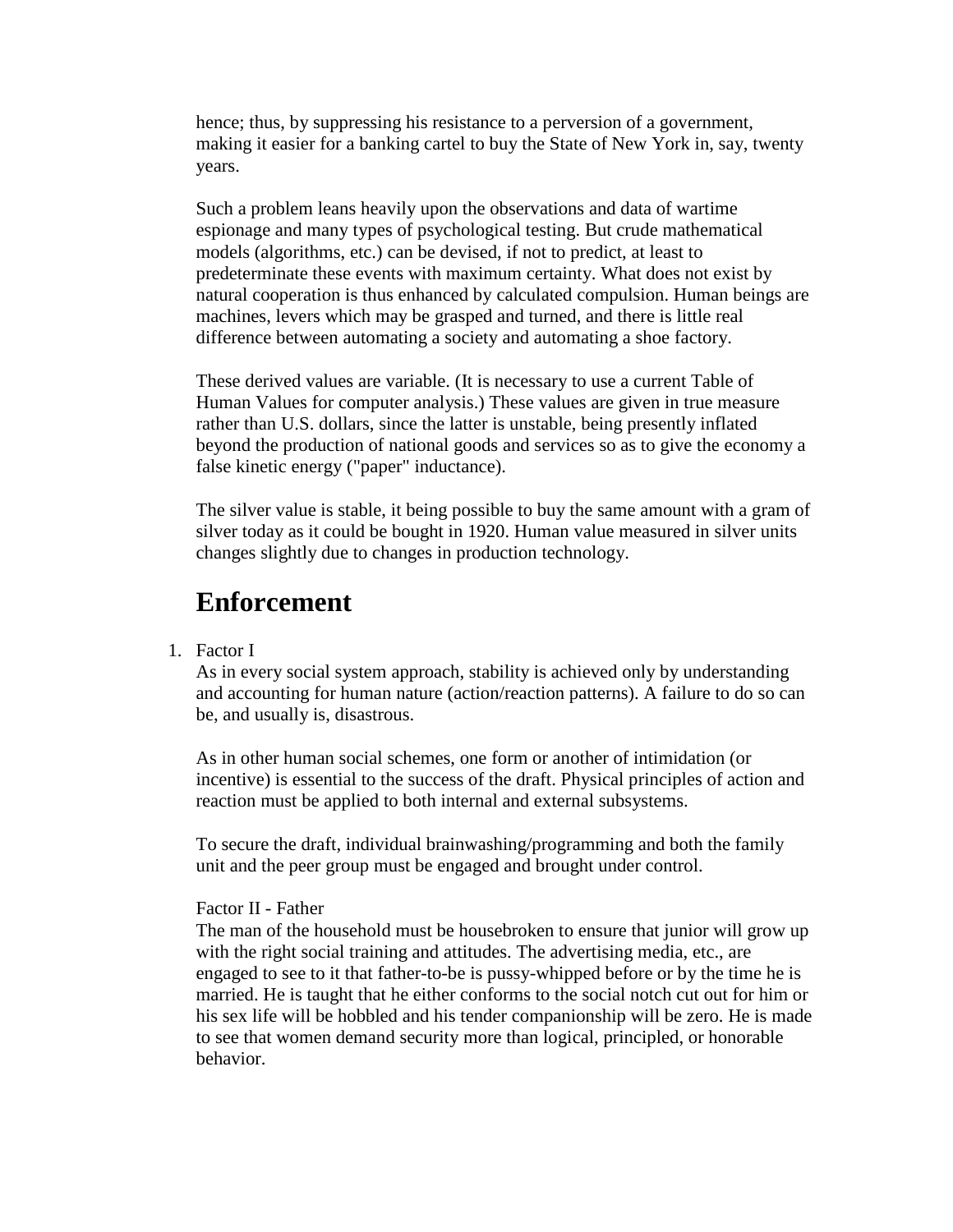hence; thus, by suppressing his resistance to a perversion of a government, making it easier for a banking cartel to buy the State of New York in, say, twenty years.

Such a problem leans heavily upon the observations and data of wartime espionage and many types of psychological testing. But crude mathematical models (algorithms, etc.) can be devised, if not to predict, at least to predeterminate these events with maximum certainty. What does not exist by natural cooperation is thus enhanced by calculated compulsion. Human beings are machines, levers which may be grasped and turned, and there is little real difference between automating a society and automating a shoe factory.

These derived values are variable. (It is necessary to use a current Table of Human Values for computer analysis.) These values are given in true measure rather than U.S. dollars, since the latter is unstable, being presently inflated beyond the production of national goods and services so as to give the economy a false kinetic energy ("paper" inductance).

The silver value is stable, it being possible to buy the same amount with a gram of silver today as it could be bought in 1920. Human value measured in silver units changes slightly due to changes in production technology.

## Enforcement

1. Factor I
   As in every social system approach, stability is achieved only by understanding and accounting for human nature (action/reaction patterns). A failure to do so can be, and usually is, disastrous.

   As in other human social schemes, one form or another of intimidation (or incentive) is essential to the success of the draft. Physical principles of action and reaction must be applied to both internal and external subsystems.

   To secure the draft, individual brainwashing/programming and both the family unit and the peer group must be engaged and brought under control.

   Factor II - Father
   The man of the household must be housebroken to ensure that junior will grow up with the right social training and attitudes. The advertising media, etc., are engaged to see to it that father-to-be is pussy-whipped before or by the time he is married. He is taught that he either conforms to the social notch cut out for him or his sex life will be hobbled and his tender companionship will be zero. He is made to see that women demand security more than logical, principled, or honorable behavior.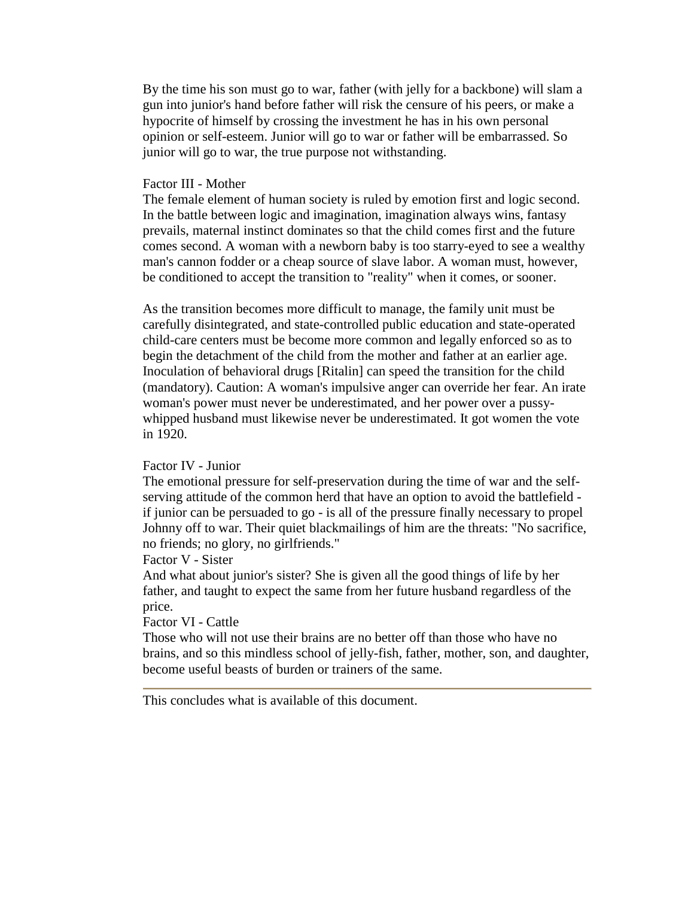By the time his son must go to war, father (with jelly for a backbone) will slam a gun into junior's hand before father will risk the censure of his peers, or make a hypocrite of himself by crossing the investment he has in his own personal opinion or self-esteem. Junior will go to war or father will be embarrassed. So junior will go to war, the true purpose not withstanding.

Factor III - Mother

The female element of human society is ruled by emotion first and logic second. In the battle between logic and imagination, imagination always wins, fantasy prevails, maternal instinct dominates so that the child comes first and the future comes second. A woman with a newborn baby is too starry-eyed to see a wealthy man's cannon fodder or a cheap source of slave labor. A woman must, however, be conditioned to accept the transition to "reality" when it comes, or sooner.

As the transition becomes more difficult to manage, the family unit must be carefully disintegrated, and state-controlled public education and state-operated child-care centers must be become more common and legally enforced so as to begin the detachment of the child from the mother and father at an earlier age. Inoculation of behavioral drugs [Ritalin] can speed the transition for the child (mandatory). Caution: A woman's impulsive anger can override her fear. An irate woman's power must never be underestimated, and her power over a pussy-whipped husband must likewise never be underestimated. It got women the vote in 1920.

Factor IV - Junior

The emotional pressure for self-preservation during the time of war and the self-serving attitude of the common herd that have an option to avoid the battlefield - if junior can be persuaded to go - is all of the pressure finally necessary to propel Johnny off to war. Their quiet blackmailings of him are the threats: "No sacrifice, no friends; no glory, no girlfriends."

Factor V - Sister

And what about junior's sister? She is given all the good things of life by her father, and taught to expect the same from her future husband regardless of the price.

Factor VI - Cattle

Those who will not use their brains are no better off than those who have no brains, and so this mindless school of jelly-fish, father, mother, son, and daughter, become useful beasts of burden or trainers of the same.

---

This concludes what is available of this document.